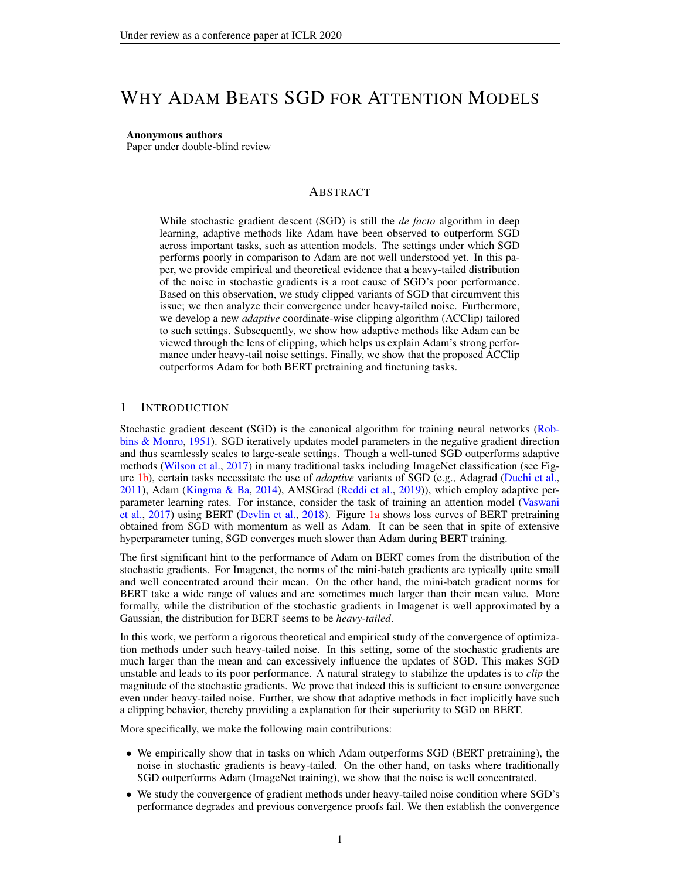# WHY ADAM BEATS SGD FOR ATTENTION MODELS

**Anonymous authors**
Paper under double-blind review

## ABSTRACT

While stochastic gradient descent (SGD) is still the *de facto* algorithm in deep learning, adaptive methods like Adam have been observed to outperform SGD across important tasks, such as attention models. The settings under which SGD performs poorly in comparison to Adam are not well understood yet. In this paper, we provide empirical and theoretical evidence that a heavy-tailed distribution of the noise in stochastic gradients is a root cause of SGD's poor performance. Based on this observation, we study clipped variants of SGD that circumvent this issue; we then analyze their convergence under heavy-tailed noise. Furthermore, we develop a new *adaptive* coordinate-wise clipping algorithm (ACClip) tailored to such settings. Subsequently, we show how adaptive methods like Adam can be viewed through the lens of clipping, which helps us explain Adam's strong performance under heavy-tail noise settings. Finally, we show that the proposed ACClip outperforms Adam for both BERT pretraining and finetuning tasks.

## 1 INTRODUCTION

Stochastic gradient descent (SGD) is the canonical algorithm for training neural networks (Robbins & Monro, 1951). SGD iteratively updates model parameters in the negative gradient direction and thus seamlessly scales to large-scale settings. Though a well-tuned SGD outperforms adaptive methods (Wilson et al., 2017) in many traditional tasks including ImageNet classification (see Figure 1b), certain tasks necessitate the use of *adaptive* variants of SGD (e.g., Adagrad (Duchi et al., 2011), Adam (Kingma & Ba, 2014), AMSGrad (Reddi et al., 2019)), which employ adaptive per-parameter learning rates. For instance, consider the task of training an attention model (Vaswani et al., 2017) using BERT (Devlin et al., 2018). Figure 1a shows loss curves of BERT pretraining obtained from SGD with momentum as well as Adam. It can be seen that in spite of extensive hyperparameter tuning, SGD converges much slower than Adam during BERT training.

The first significant hint to the performance of Adam on BERT comes from the distribution of the stochastic gradients. For Imagenet, the norms of the mini-batch gradients are typically quite small and well concentrated around their mean. On the other hand, the mini-batch gradient norms for BERT take a wide range of values and are sometimes much larger than their mean value. More formally, while the distribution of the stochastic gradients in Imagenet is well approximated by a Gaussian, the distribution for BERT seems to be *heavy-tailed*.

In this work, we perform a rigorous theoretical and empirical study of the convergence of optimization methods under such heavy-tailed noise. In this setting, some of the stochastic gradients are much larger than the mean and can excessively influence the updates of SGD. This makes SGD unstable and leads to its poor performance. A natural strategy to stabilize the updates is to *clip* the magnitude of the stochastic gradients. We prove that indeed this is sufficient to ensure convergence even under heavy-tailed noise. Further, we show that adaptive methods in fact implicitly have such a clipping behavior, thereby providing a explanation for their superiority to SGD on BERT.

More specifically, we make the following main contributions:

- We empirically show that in tasks on which Adam outperforms SGD (BERT pretraining), the noise in stochastic gradients is heavy-tailed. On the other hand, on tasks where traditionally SGD outperforms Adam (ImageNet training), we show that the noise is well concentrated.
- We study the convergence of gradient methods under heavy-tailed noise condition where SGD's performance degrades and previous convergence proofs fail. We then establish the convergence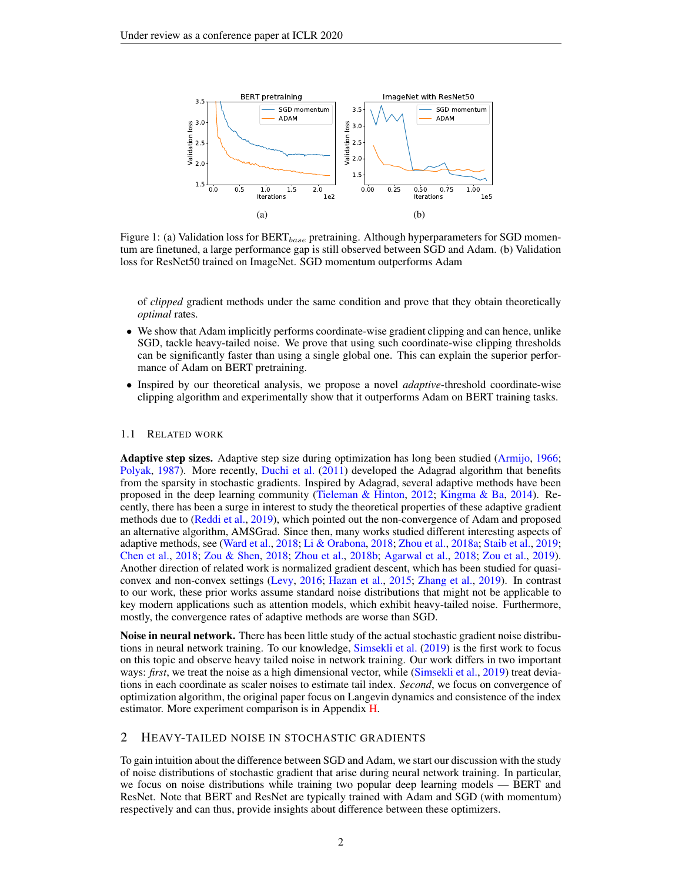Figure 1: (a) Validation loss for BERT$_{base}$ pretraining. Although hyperparameters for SGD momentum are finetuned, a large performance gap is still observed between SGD and Adam. (b) Validation loss for ResNet50 trained on ImageNet. SGD momentum outperforms Adam

of *clipped* gradient methods under the same condition and prove that they obtain theoretically *optimal* rates.

- We show that Adam implicitly performs coordinate-wise gradient clipping and can hence, unlike SGD, tackle heavy-tailed noise. We prove that using such coordinate-wise clipping thresholds can be significantly faster than using a single global one. This can explain the superior performance of Adam on BERT pretraining.
- Inspired by our theoretical analysis, we propose a novel *adaptive*-threshold coordinate-wise clipping algorithm and experimentally show that it outperforms Adam on BERT training tasks.

### 1.1 Related Work

**Adaptive step sizes.** Adaptive step size during optimization has long been studied (Armijo, 1966; Polyak, 1987). More recently, Duchi et al. (2011) developed the Adagrad algorithm that benefits from the sparsity in stochastic gradients. Inspired by Adagrad, several adaptive methods have been proposed in the deep learning community (Tieleman & Hinton, 2012; Kingma & Ba, 2014). Recently, there has been a surge in interest to study the theoretical properties of these adaptive gradient methods due to (Reddi et al., 2019), which pointed out the non-convergence of Adam and proposed an alternative algorithm, AMSGrad. Since then, many works studied different interesting aspects of adaptive methods, see (Ward et al., 2018; Li & Orabona, 2018; Zhou et al., 2018a; Staib et al., 2019; Chen et al., 2018; Zou & Shen, 2018; Zhou et al., 2018b; Agarwal et al., 2018; Zou et al., 2019). Another direction of related work is normalized gradient descent, which has been studied for quasi-convex and non-convex settings (Levy, 2016; Hazan et al., 2015; Zhang et al., 2019). In contrast to our work, these prior works assume standard noise distributions that might not be applicable to key modern applications such as attention models, which exhibit heavy-tailed noise. Furthermore, mostly, the convergence rates of adaptive methods are worse than SGD.

**Noise in neural network.** There has been little study of the actual stochastic gradient noise distributions in neural network training. To our knowledge, Simsekli et al. (2019) is the first work to focus on this topic and observe heavy tailed noise in network training. Our work differs in two important ways: *first*, we treat the noise as a high dimensional vector, while (Simsekli et al., 2019) treat deviations in each coordinate as scaler noises to estimate tail index. *Second*, we focus on convergence of optimization algorithm, the original paper focus on Langevin dynamics and consistence of the index estimator. More experiment comparison is in Appendix H.

## 2 Heavy-tailed Noise in Stochastic Gradients

To gain intuition about the difference between SGD and Adam, we start our discussion with the study of noise distributions of stochastic gradient that arise during neural network training. In particular, we focus on noise distributions while training two popular deep learning models — BERT and ResNet. Note that BERT and ResNet are typically trained with Adam and SGD (with momentum) respectively and can thus, provide insights about difference between these optimizers.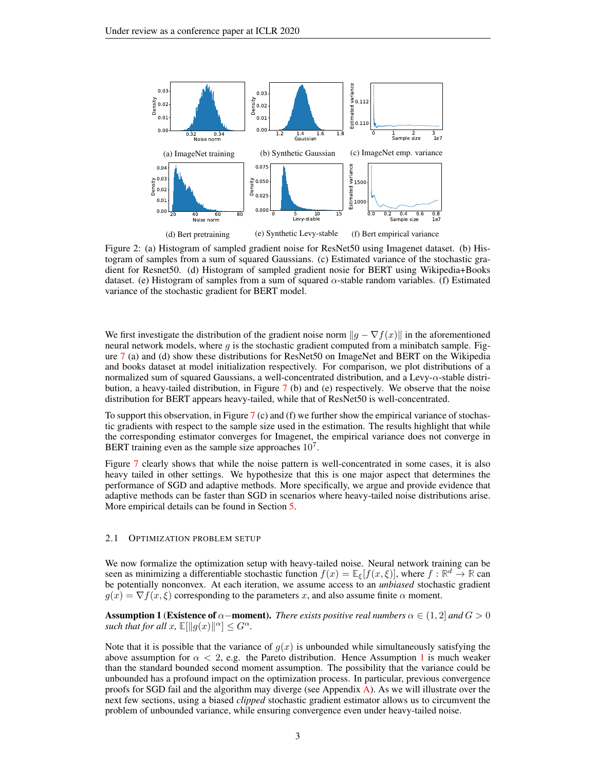(a) ImageNet training

(b) Synthetic Gaussian

(c) ImageNet emp. variance

(d) Bert pretraining

(e) Synthetic Levy-stable

(f) Bert empirical variance

Figure 2: (a) Histogram of sampled gradient noise for ResNet50 using Imagenet dataset. (b) Histogram of samples from a sum of squared Gaussians. (c) Estimated variance of the stochastic gradient for Resnet50. (d) Histogram of sampled gradient nosie for BERT using Wikipedia+Books dataset. (e) Histogram of samples from a sum of squared $\alpha$-stable random variables. (f) Estimated variance of the stochastic gradient for BERT model.

We first investigate the distribution of the gradient noise norm $\|g - \nabla f(x)\|$ in the aforementioned neural network models, where $g$ is the stochastic gradient computed from a minibatch sample. Figure 7 (a) and (d) show these distributions for ResNet50 on ImageNet and BERT on the Wikipedia and books dataset at model initialization respectively. For comparison, we plot distributions of a normalized sum of squared Gaussians, a well-concentrated distribution, and a Levy-$\alpha$-stable distribution, a heavy-tailed distribution, in Figure 7 (b) and (e) respectively. We observe that the noise distribution for BERT appears heavy-tailed, while that of ResNet50 is well-concentrated.

To support this observation, in Figure 7 (c) and (f) we further show the empirical variance of stochastic gradients with respect to the sample size used in the estimation. The results highlight that while the corresponding estimator converges for Imagenet, the empirical variance does not converge in BERT training even as the sample size approaches $10^7$.

Figure 7 clearly shows that while the noise pattern is well-concentrated in some cases, it is also heavy tailed in other settings. We hypothesize that this is one major aspect that determines the performance of SGD and adaptive methods. More specifically, we argue and provide evidence that adaptive methods can be faster than SGD in scenarios where heavy-tailed noise distributions arise. More empirical details can be found in Section 5.

### 2.1 Optimization problem setup

We now formalize the optimization setup with heavy-tailed noise. Neural network training can be seen as minimizing a differentiable stochastic function $f(x) = \mathbb{E}_\xi[f(x, \xi)]$, where $f : \mathbb{R}^d \to \mathbb{R}$ can be potentially nonconvex. At each iteration, we assume access to an *unbiased* stochastic gradient $g(x) = \nabla f(x, \xi)$ corresponding to the parameters $x$, and also assume finite $\alpha$ moment.

**Assumption 1 (Existence of $\alpha-$moment).** *There exists positive real numbers $\alpha \in (1, 2]$ and $G > 0$ such that for all $x$, $\mathbb{E}[\|g(x)\|^\alpha] \leq G^\alpha$.*

Note that it is possible that the variance of $g(x)$ is unbounded while simultaneously satisfying the above assumption for $\alpha < 2$, e.g. the Pareto distribution. Hence Assumption 1 is much weaker than the standard bounded second moment assumption. The possibility that the variance could be unbounded has a profound impact on the optimization process. In particular, previous convergence proofs for SGD fail and the algorithm may diverge (see Appendix A). As we will illustrate over the next few sections, using a biased *clipped* stochastic gradient estimator allows us to circumvent the problem of unbounded variance, while ensuring convergence even under heavy-tailed noise.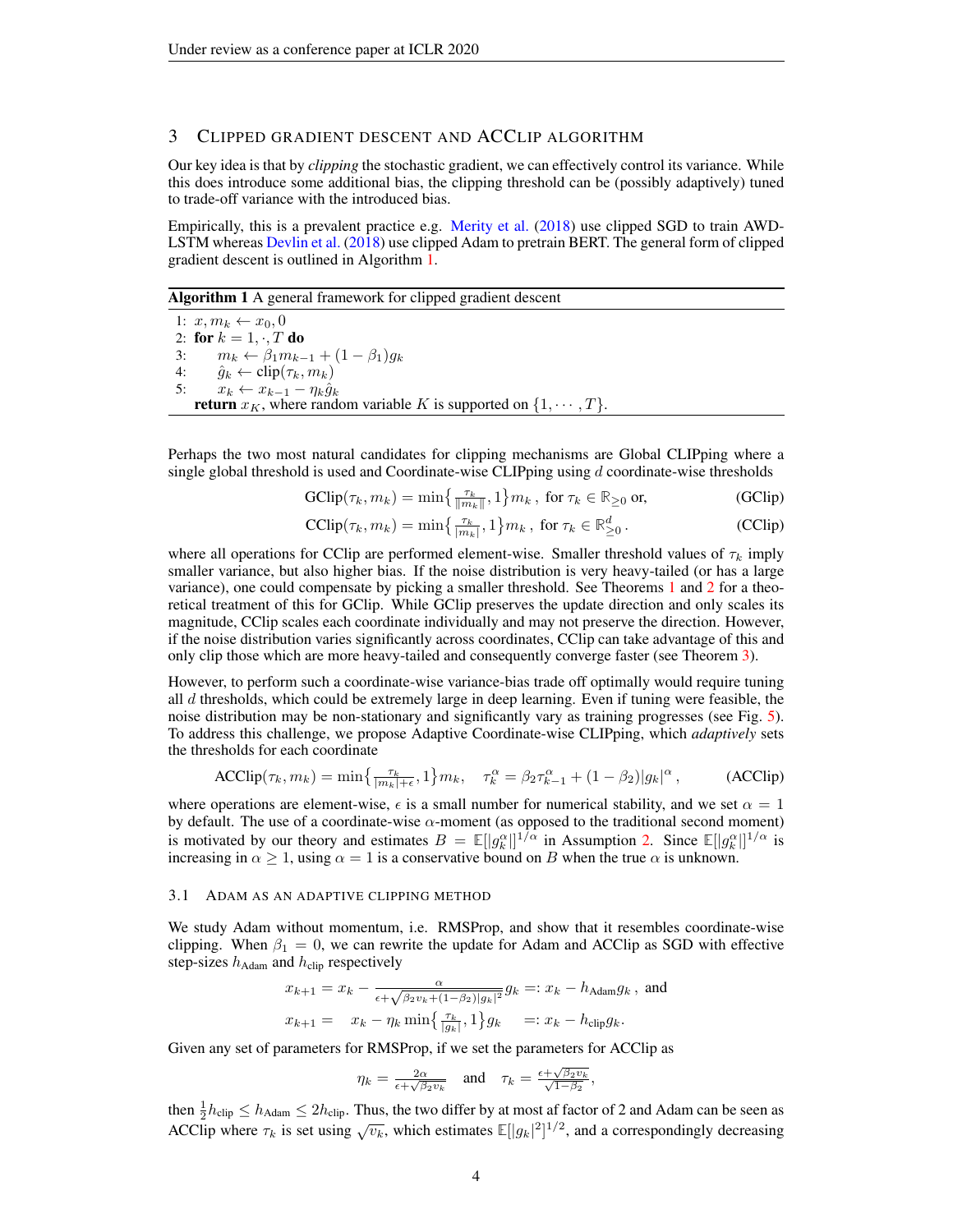## 3 Clipped Gradient Descent and ACClip Algorithm

Our key idea is that by *clipping* the stochastic gradient, we can effectively control its variance. While this does introduce some additional bias, the clipping threshold can be (possibly adaptively) tuned to trade-off variance with the introduced bias.

Empirically, this is a prevalent practice e.g. Merity et al. (2018) use clipped SGD to train AWD-LSTM whereas Devlin et al. (2018) use clipped Adam to pretrain BERT. The general form of clipped gradient descent is outlined in Algorithm 1.

**Algorithm 1** A general framework for clipped gradient descent

1: $x, m_k \leftarrow x_0, 0$
2: **for** $k = 1, \cdot, T$ **do**
3: $\quad m_k \leftarrow \beta_1 m_{k-1} + (1 - \beta_1) g_k$
4: $\quad \hat{g}_k \leftarrow \text{clip}(\tau_k, m_k)$
5: $\quad x_k \leftarrow x_{k-1} - \eta_k \hat{g}_k$
**return** $x_K$, where random variable $K$ is supported on $\{1, \cdots, T\}$.

Perhaps the two most natural candidates for clipping mechanisms are Global CLIPping where a single global threshold is used and Coordinate-wise CLIPping using $d$ coordinate-wise thresholds

$$\text{GClip}(\tau_k, m_k) = \min\{\tfrac{\tau_k}{\|m_k\|}, 1\} m_k \,, \text{ for } \tau_k \in \mathbb{R}_{\geq 0} \text{ or,} \tag{GClip}$$

$$\text{CClip}(\tau_k, m_k) = \min\{\tfrac{\tau_k}{|m_k|}, 1\} m_k \,, \text{ for } \tau_k \in \mathbb{R}^d_{\geq 0} \,. \tag{CClip}$$

where all operations for CClip are performed element-wise. Smaller threshold values of $\tau_k$ imply smaller variance, but also higher bias. If the noise distribution is very heavy-tailed (or has a large variance), one could compensate by picking a smaller threshold. See Theorems 1 and 2 for a theoretical treatment of this for GClip. While GClip preserves the update direction and only scales its magnitude, CClip scales each coordinate individually and may not preserve the direction. However, if the noise distribution varies significantly across coordinates, CClip can take advantage of this and only clip those which are more heavy-tailed and consequently converge faster (see Theorem 3).

However, to perform such a coordinate-wise variance-bias trade off optimally would require tuning all $d$ thresholds, which could be extremely large in deep learning. Even if tuning were feasible, the noise distribution may be non-stationary and significantly vary as training progresses (see Fig. 5). To address this challenge, we propose Adaptive Coordinate-wise CLIPping, which *adaptively* sets the thresholds for each coordinate

$$\text{ACClip}(\tau_k, m_k) = \min\{\tfrac{\tau_k}{|m_k| + \epsilon}, 1\} m_k, \quad \tau_k^\alpha = \beta_2 \tau_{k-1}^\alpha + (1 - \beta_2)|g_k|^\alpha \,, \tag{ACClip}$$

where operations are element-wise, $\epsilon$ is a small number for numerical stability, and we set $\alpha = 1$ by default. The use of a coordinate-wise $\alpha$-moment (as opposed to the traditional second moment) is motivated by our theory and estimates $B = \mathbb{E}[|g_k^\alpha|]^{1/\alpha}$ in Assumption 2. Since $\mathbb{E}[|g_k^\alpha|]^{1/\alpha}$ is increasing in $\alpha \geq 1$, using $\alpha = 1$ is a conservative bound on $B$ when the true $\alpha$ is unknown.

### 3.1 Adam as an adaptive clipping method

We study Adam without momentum, i.e. RMSProp, and show that it resembles coordinate-wise clipping. When $\beta_1 = 0$, we can rewrite the update for Adam and ACClip as SGD with effective step-sizes $h_{\text{Adam}}$ and $h_{\text{clip}}$ respectively

$$x_{k+1} = x_k - \tfrac{\alpha}{\epsilon + \sqrt{\beta_2 v_k + (1-\beta_2)|g_k|^2}} g_k =: x_k - h_{\text{Adam}} g_k \,, \text{ and}$$

$$x_{k+1} = \quad x_k - \eta_k \min\{\tfrac{\tau_k}{|g_k|}, 1\} g_k \quad =: x_k - h_{\text{clip}} g_k.$$

Given any set of parameters for RMSProp, if we set the parameters for ACClip as

$$\eta_k = \tfrac{2\alpha}{\epsilon + \sqrt{\beta_2 v_k}} \quad \text{and} \quad \tau_k = \tfrac{\epsilon + \sqrt{\beta_2 v_k}}{\sqrt{1 - \beta_2}},$$

then $\frac{1}{2} h_{\text{clip}} \leq h_{\text{Adam}} \leq 2 h_{\text{clip}}$. Thus, the two differ by at most af factor of 2 and Adam can be seen as ACClip where $\tau_k$ is set using $\sqrt{v_k}$, which estimates $\mathbb{E}[|g_k|^2]^{1/2}$, and a correspondingly decreasing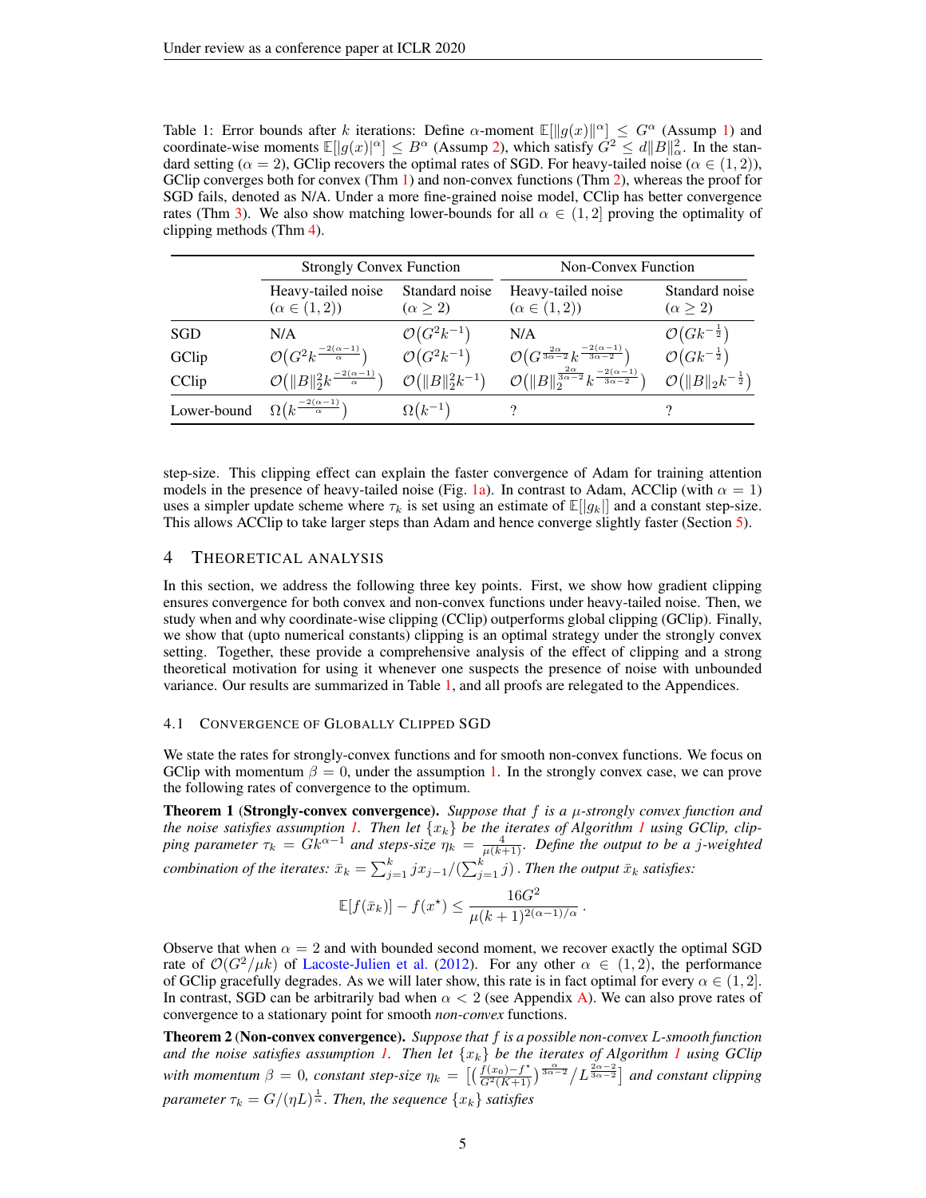Table 1: Error bounds after $k$ iterations: Define $\alpha$-moment $\mathbb{E}[\|g(x)\|^\alpha] \le G^\alpha$ (Assump 1) and coordinate-wise moments $\mathbb{E}[|g(x)|^\alpha] \le B^\alpha$ (Assump 2), which satisfy $G^2 \le d\|B\|_\alpha^2$. In the standard setting ($\alpha = 2$), GClip recovers the optimal rates of SGD. For heavy-tailed noise ($\alpha \in (1,2)$), GClip converges both for convex (Thm 1) and non-convex functions (Thm 2), whereas the proof for SGD fails, denoted as N/A. Under a more fine-grained noise model, CClip has better convergence rates (Thm 3). We also show matching lower-bounds for all $\alpha \in (1,2]$ proving the optimality of clipping methods (Thm 4).

| | Strongly Convex Function | | Non-Convex Function | |
|---|---|---|---|---|
| | Heavy-tailed noise ($\alpha \in (1,2)$) | Standard noise ($\alpha \ge 2$) | Heavy-tailed noise ($\alpha \in (1,2)$) | Standard noise ($\alpha \ge 2$) |
| SGD | N/A | $\mathcal{O}(G^2 k^{-1})$ | N/A | $\mathcal{O}(G k^{-\frac{1}{2}})$ |
| GClip | $\mathcal{O}(G^2 k^{\frac{-2(\alpha-1)}{\alpha}})$ | $\mathcal{O}(G^2 k^{-1})$ | $\mathcal{O}(G^{\frac{2\alpha}{3\alpha-2}} k^{\frac{-2(\alpha-1)}{3\alpha-2}})$ | $\mathcal{O}(G k^{-\frac{1}{2}})$ |
| CClip | $\mathcal{O}(\|B\|_2^2 k^{\frac{-2(\alpha-1)}{\alpha}})$ | $\mathcal{O}(\|B\|_2^2 k^{-1})$ | $\mathcal{O}(\|B\|_2^{\frac{2\alpha}{3\alpha-2}} k^{\frac{-2(\alpha-1)}{3\alpha-2}})$ | $\mathcal{O}(\|B\|_2 k^{-\frac{1}{2}})$ |
| Lower-bound | $\Omega(k^{\frac{-2(\alpha-1)}{\alpha}})$ | $\Omega(k^{-1})$ | ? | ? |

step-size. This clipping effect can explain the faster convergence of Adam for training attention models in the presence of heavy-tailed noise (Fig. 1a). In contrast to Adam, ACClip (with $\alpha = 1$) uses a simpler update scheme where $\tau_k$ is set using an estimate of $\mathbb{E}[|g_k|]$ and a constant step-size. This allows ACClip to take larger steps than Adam and hence converge slightly faster (Section 5).

## 4 Theoretical Analysis

In this section, we address the following three key points. First, we show how gradient clipping ensures convergence for both convex and non-convex functions under heavy-tailed noise. Then, we study when and why coordinate-wise clipping (CClip) outperforms global clipping (GClip). Finally, we show that (upto numerical constants) clipping is an optimal strategy under the strongly convex setting. Together, these provide a comprehensive analysis of the effect of clipping and a strong theoretical motivation for using it whenever one suspects the presence of noise with unbounded variance. Our results are summarized in Table 1, and all proofs are relegated to the Appendices.

### 4.1 Convergence of Globally Clipped SGD

We state the rates for strongly-convex functions and for smooth non-convex functions. We focus on GClip with momentum $\beta = 0$, under the assumption 1. In the strongly convex case, we can prove the following rates of convergence to the optimum.

**Theorem 1** (**Strongly-convex convergence).** *Suppose that $f$ is a $\mu$-strongly convex function and the noise satisfies assumption 1. Then let $\{x_k\}$ be the iterates of Algorithm 1 using GClip, clipping parameter $\tau_k = G k^{\alpha-1}$ and steps-size $\eta_k = \frac{4}{\mu(k+1)}$. Define the output to be a $j$-weighted combination of the iterates: $\bar{x}_k = \sum_{j=1}^k j x_{j-1} / (\sum_{j=1}^k j)$ . Then the output $\bar{x}_k$ satisfies:*

$$\mathbb{E}[f(\bar{x}_k)] - f(x^\star) \le \frac{16 G^2}{\mu (k+1)^{2(\alpha-1)/\alpha}} \,.$$

Observe that when $\alpha = 2$ and with bounded second moment, we recover exactly the optimal SGD rate of $\mathcal{O}(G^2/\mu k)$ of Lacoste-Julien et al. (2012). For any other $\alpha \in (1,2)$, the performance of GClip gracefully degrades. As we will later show, this rate is in fact optimal for every $\alpha \in (1,2]$. In contrast, SGD can be arbitrarily bad when $\alpha < 2$ (see Appendix A). We can also prove rates of convergence to a stationary point for smooth *non-convex* functions.

**Theorem 2** (**Non-convex convergence).** *Suppose that $f$ is a possible non-convex $L$-smooth function and the noise satisfies assumption 1. Then let $\{x_k\}$ be the iterates of Algorithm 1 using GClip with momentum $\beta = 0$, constant step-size $\eta_k = \left[\left(\frac{f(x_0) - f^\star}{G^2(K+1)}\right)^{\frac{\alpha}{3\alpha-2}} / L^{\frac{2\alpha-2}{3\alpha-2}}\right]$ and constant clipping parameter $\tau_k = G/(\eta L)^{\frac{1}{\alpha}}$. Then, the sequence $\{x_k\}$ satisfies*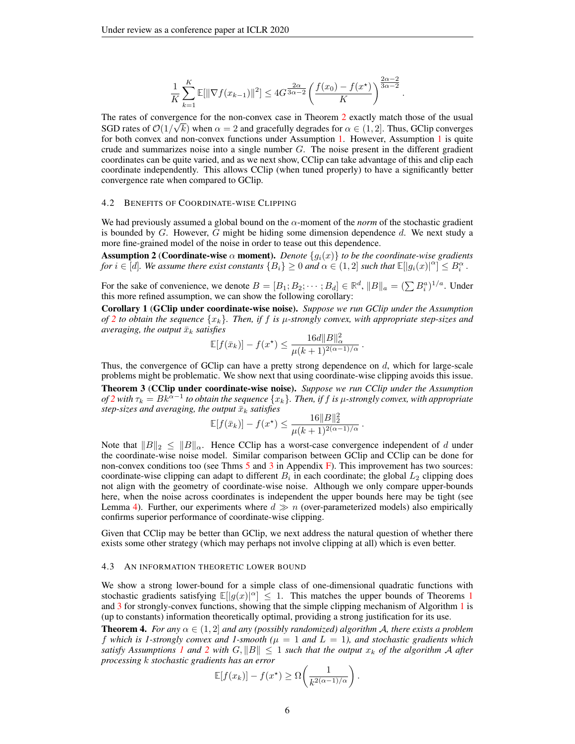$$\frac{1}{K}\sum_{k=1}^{K}\mathbb{E}[\|\nabla f(x_{k-1})\|^2] \leq 4G^{\frac{2\alpha}{3\alpha-2}}\left(\frac{f(x_0)-f(x^\star)}{K}\right)^{\frac{2\alpha-2}{3\alpha-2}}.$$

The rates of convergence for the non-convex case in Theorem 2 exactly match those of the usual SGD rates of $\mathcal{O}(1/\sqrt{k})$ when $\alpha = 2$ and gracefully degrades for $\alpha \in (1, 2]$. Thus, GClip converges for both convex and non-convex functions under Assumption 1. However, Assumption 1 is quite crude and summarizes noise into a single number $G$. The noise present in the different gradient coordinates can be quite varied, and as we next show, CClip can take advantage of this and clip each coordinate independently. This allows CClip (when tuned properly) to have a significantly better convergence rate when compared to GClip.

### 4.2 Benefits of Coordinate-wise Clipping

We had previously assumed a global bound on the $\alpha$-moment of the *norm* of the stochastic gradient is bounded by $G$. However, $G$ might be hiding some dimension dependence $d$. We next study a more fine-grained model of the noise in order to tease out this dependence.

**Assumption 2 (Coordinate-wise $\alpha$ moment).** *Denote $\{g_i(x)\}$ to be the coordinate-wise gradients for $i \in [d]$. We assume there exist constants $\{B_i\} \geq 0$ and $\alpha \in (1, 2]$ such that $\mathbb{E}[|g_i(x)|^\alpha] \leq B_i^\alpha$.*

For the sake of convenience, we denote $B = [B_1; B_2; \cdots; B_d] \in \mathbb{R}^d$, $\|B\|_a = (\sum B_i^a)^{1/a}$. Under this more refined assumption, we can show the following corollary:

**Corollary 1 (GClip under coordinate-wise noise).** *Suppose we run GClip under the Assumption of 2 to obtain the sequence $\{x_k\}$. Then, if $f$ is $\mu$-strongly convex, with appropriate step-sizes and averaging, the output $\bar{x}_k$ satisfies*

$$\mathbb{E}[f(\bar{x}_k)] - f(x^\star) \leq \frac{16d\|B\|_\alpha^2}{\mu(k+1)^{2(\alpha-1)/\alpha}}.$$

Thus, the convergence of GClip can have a pretty strong dependence on $d$, which for large-scale problems might be problematic. We show next that using coordinate-wise clipping avoids this issue.

**Theorem 3 (CClip under coordinate-wise noise).** *Suppose we run CClip under the Assumption of 2 with $\tau_k = Bk^{\alpha-1}$ to obtain the sequence $\{x_k\}$. Then, if $f$ is $\mu$-strongly convex, with appropriate step-sizes and averaging, the output $\bar{x}_k$ satisfies*

$$\mathbb{E}[f(\bar{x}_k)] - f(x^\star) \leq \frac{16\|B\|_2^2}{\mu(k+1)^{2(\alpha-1)/\alpha}}.$$

Note that $\|B\|_2 \leq \|B\|_\alpha$. Hence CClip has a worst-case convergence independent of $d$ under the coordinate-wise noise model. Similar comparison between GClip and CClip can be done for non-convex conditions too (see Thms 5 and 3 in Appendix F). This improvement has two sources: coordinate-wise clipping can adapt to different $B_i$ in each coordinate; the global $L_2$ clipping does not align with the geometry of coordinate-wise noise. Although we only compare upper-bounds here, when the noise across coordinates is independent the upper bounds here may be tight (see Lemma 4). Further, our experiments where $d \gg n$ (over-parameterized models) also empirically confirms superior performance of coordinate-wise clipping.

Given that CClip may be better than GClip, we next address the natural question of whether there exists some other strategy (which may perhaps not involve clipping at all) which is even better.

### 4.3 An Information Theoretic Lower Bound

We show a strong lower-bound for a simple class of one-dimensional quadratic functions with stochastic gradients satisfying $\mathbb{E}[|g(x)|^\alpha] \leq 1$. This matches the upper bounds of Theorems 1 and 3 for strongly-convex functions, showing that the simple clipping mechanism of Algorithm 1 is (up to constants) information theoretically optimal, providing a strong justification for its use.

**Theorem 4.** *For any $\alpha \in (1, 2]$ and any (possibly randomized) algorithm $\mathcal{A}$, there exists a problem $f$ which is 1-strongly convex and 1-smooth ($\mu = 1$ and $L = 1$), and stochastic gradients which satisfy Assumptions 1 and 2 with $G, \|B\| \leq 1$ such that the output $x_k$ of the algorithm $\mathcal{A}$ after processing $k$ stochastic gradients has an error*

$$\mathbb{E}[f(x_k)] - f(x^\star) \geq \Omega\left(\frac{1}{k^{2(\alpha-1)/\alpha}}\right).$$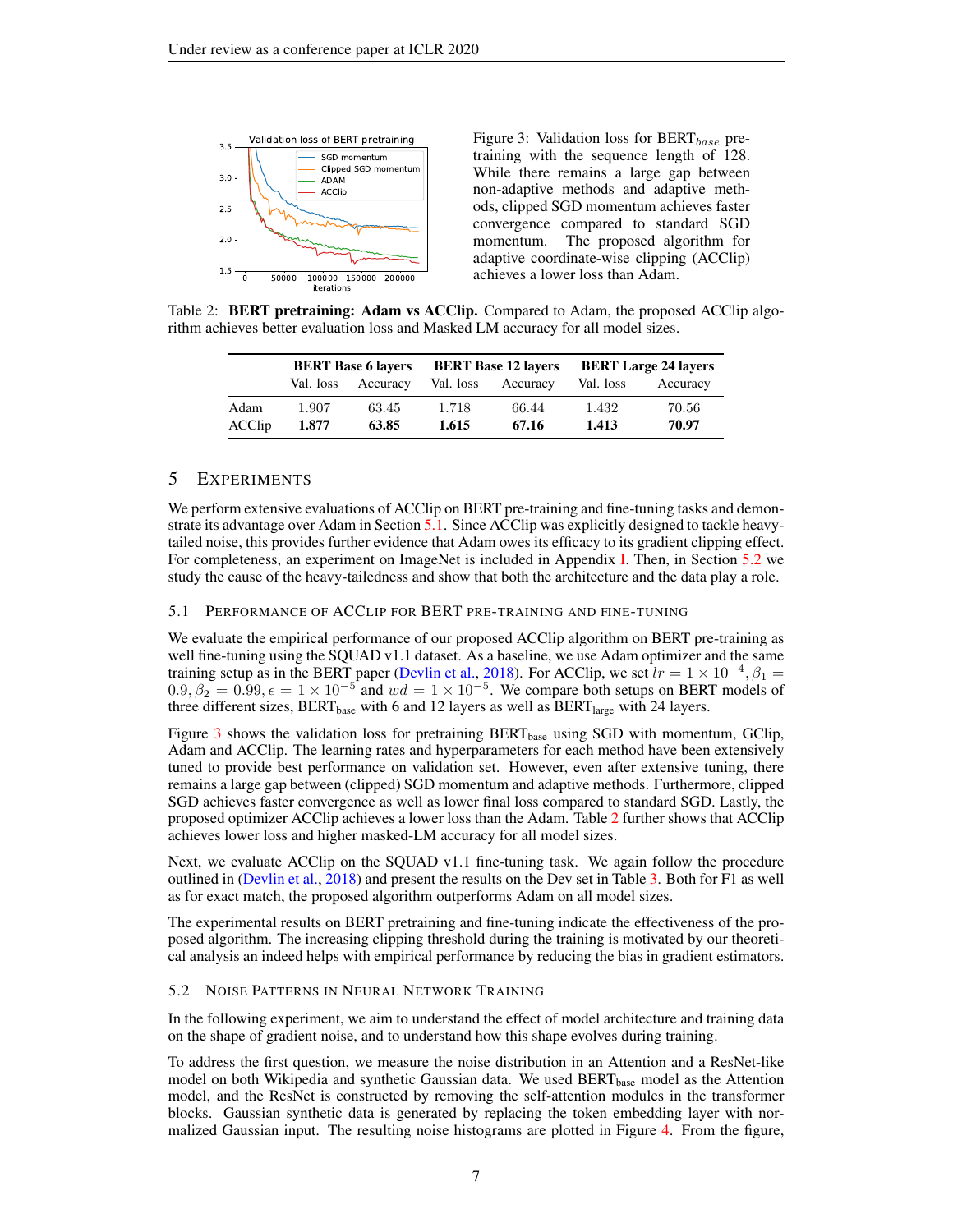Figure 3: Validation loss for $\text{BERT}_{base}$ pre-training with the sequence length of 128. While there remains a large gap between non-adaptive methods and adaptive methods, clipped SGD momentum achieves faster convergence compared to standard SGD momentum. The proposed algorithm for adaptive coordinate-wise clipping (ACClip) achieves a lower loss than Adam.

Table 2: **BERT pretraining: Adam vs ACClip.** Compared to Adam, the proposed ACClip algorithm achieves better evaluation loss and Masked LM accuracy for all model sizes.

| | **BERT Base 6 layers** | | **BERT Base 12 layers** | | **BERT Large 24 layers** | |
|---|---|---|---|---|---|---|
| | Val. loss | Accuracy | Val. loss | Accuracy | Val. loss | Accuracy |
| Adam | 1.907 | 63.45 | 1.718 | 66.44 | 1.432 | 70.56 |
| ACClip | **1.877** | **63.85** | **1.615** | **67.16** | **1.413** | **70.97** |

## 5 Experiments

We perform extensive evaluations of ACClip on BERT pre-training and fine-tuning tasks and demonstrate its advantage over Adam in Section 5.1. Since ACClip was explicitly designed to tackle heavy-tailed noise, this provides further evidence that Adam owes its efficacy to its gradient clipping effect. For completeness, an experiment on ImageNet is included in Appendix I. Then, in Section 5.2 we study the cause of the heavy-tailedness and show that both the architecture and the data play a role.

### 5.1 Performance of ACClip for BERT pre-training and fine-tuning

We evaluate the empirical performance of our proposed ACClip algorithm on BERT pre-training as well fine-tuning using the SQUAD v1.1 dataset. As a baseline, we use Adam optimizer and the same training setup as in the BERT paper (Devlin et al., 2018). For ACClip, we set $lr = 1 \times 10^{-4}, \beta_1 = 0.9, \beta_2 = 0.99, \epsilon = 1 \times 10^{-5}$ and $wd = 1 \times 10^{-5}$. We compare both setups on BERT models of three different sizes, $\text{BERT}_{\text{base}}$ with 6 and 12 layers as well as $\text{BERT}_{\text{large}}$ with 24 layers.

Figure 3 shows the validation loss for pretraining $\text{BERT}_{\text{base}}$ using SGD with momentum, GClip, Adam and ACClip. The learning rates and hyperparameters for each method have been extensively tuned to provide best performance on validation set. However, even after extensive tuning, there remains a large gap between (clipped) SGD momentum and adaptive methods. Furthermore, clipped SGD achieves faster convergence as well as lower final loss compared to standard SGD. Lastly, the proposed optimizer ACClip achieves a lower loss than the Adam. Table 2 further shows that ACClip achieves lower loss and higher masked-LM accuracy for all model sizes.

Next, we evaluate ACClip on the SQUAD v1.1 fine-tuning task. We again follow the procedure outlined in (Devlin et al., 2018) and present the results on the Dev set in Table 3. Both for F1 as well as for exact match, the proposed algorithm outperforms Adam on all model sizes.

The experimental results on BERT pretraining and fine-tuning indicate the effectiveness of the proposed algorithm. The increasing clipping threshold during the training is motivated by our theoretical analysis an indeed helps with empirical performance by reducing the bias in gradient estimators.

### 5.2 Noise Patterns in Neural Network Training

In the following experiment, we aim to understand the effect of model architecture and training data on the shape of gradient noise, and to understand how this shape evolves during training.

To address the first question, we measure the noise distribution in an Attention and a ResNet-like model on both Wikipedia and synthetic Gaussian data. We used $\text{BERT}_{\text{base}}$ model as the Attention model, and the ResNet is constructed by removing the self-attention modules in the transformer blocks. Gaussian synthetic data is generated by replacing the token embedding layer with normalized Gaussian input. The resulting noise histograms are plotted in Figure 4. From the figure,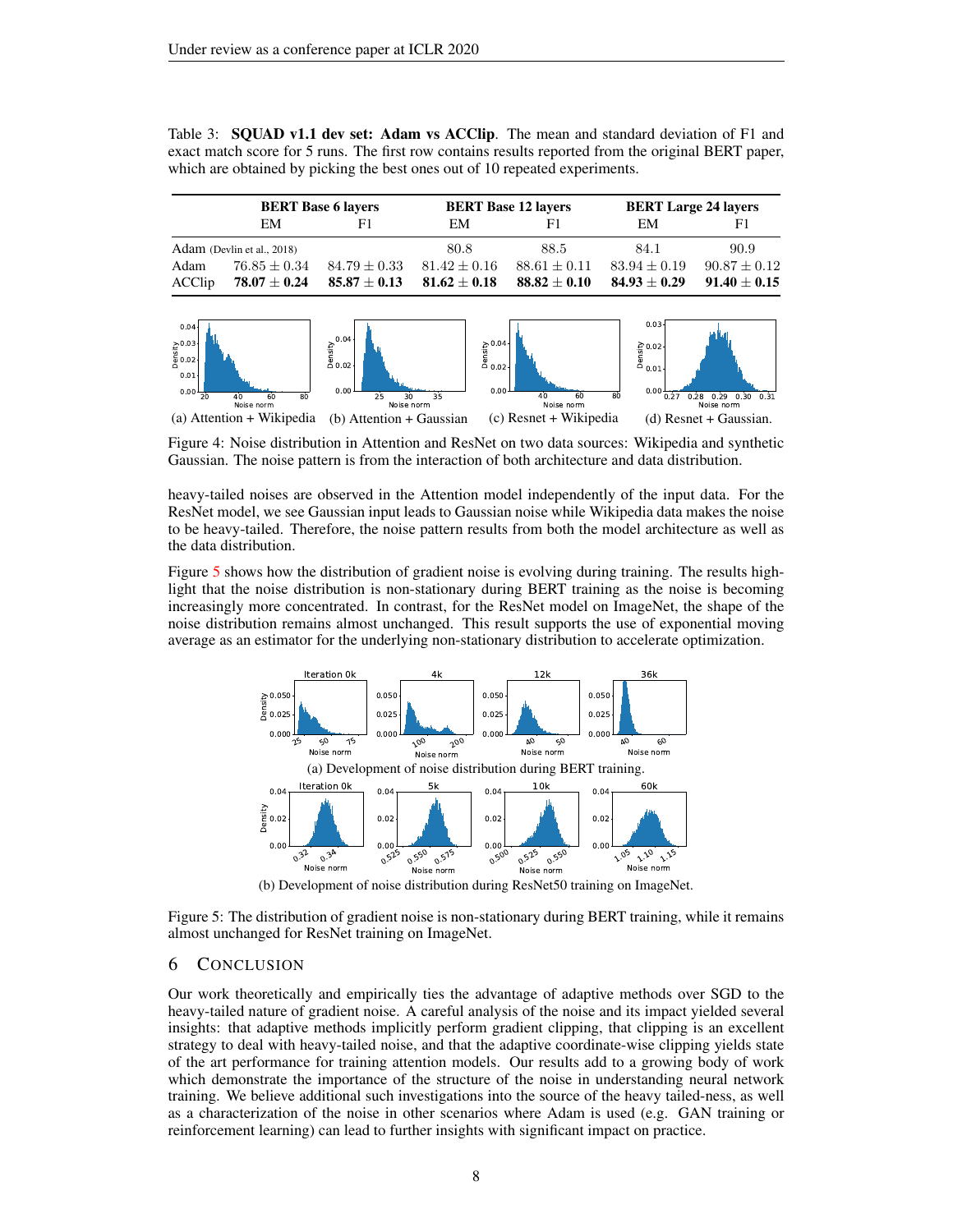Table 3: **SQUAD v1.1 dev set: Adam vs ACClip**. The mean and standard deviation of F1 and exact match score for 5 runs. The first row contains results reported from the original BERT paper, which are obtained by picking the best ones out of 10 repeated experiments.

| | **BERT Base 6 layers** | | **BERT Base 12 layers** | | **BERT Large 24 layers** | |
|---|---|---|---|---|---|---|
| | EM | F1 | EM | F1 | EM | F1 |
| Adam (Devlin et al., 2018) | | | 80.8 | 88.5 | 84.1 | 90.9 |
| Adam | $76.85 \pm 0.34$ | $84.79 \pm 0.33$ | $81.42 \pm 0.16$ | $88.61 \pm 0.11$ | $83.94 \pm 0.19$ | $90.87 \pm 0.12$ |
| ACClip | $\mathbf{78.07 \pm 0.24}$ | $\mathbf{85.87 \pm 0.13}$ | $\mathbf{81.62 \pm 0.18}$ | $\mathbf{88.82 \pm 0.10}$ | $\mathbf{84.93 \pm 0.29}$ | $\mathbf{91.40 \pm 0.15}$ |

(a) Attention + Wikipedia (b) Attention + Gaussian (c) Resnet + Wikipedia (d) Resnet + Gaussian.

Figure 4: Noise distribution in Attention and ResNet on two data sources: Wikipedia and synthetic Gaussian. The noise pattern is from the interaction of both architecture and data distribution.

heavy-tailed noises are observed in the Attention model independently of the input data. For the ResNet model, we see Gaussian input leads to Gaussian noise while Wikipedia data makes the noise to be heavy-tailed. Therefore, the noise pattern results from both the model architecture as well as the data distribution.

Figure 5 shows how the distribution of gradient noise is evolving during training. The results highlight that the noise distribution is non-stationary during BERT training as the noise is becoming increasingly more concentrated. In contrast, for the ResNet model on ImageNet, the shape of the noise distribution remains almost unchanged. This result supports the use of exponential moving average as an estimator for the underlying non-stationary distribution to accelerate optimization.

(a) Development of noise distribution during BERT training.

(b) Development of noise distribution during ResNet50 training on ImageNet.

Figure 5: The distribution of gradient noise is non-stationary during BERT training, while it remains almost unchanged for ResNet training on ImageNet.

## 6 Conclusion

Our work theoretically and empirically ties the advantage of adaptive methods over SGD to the heavy-tailed nature of gradient noise. A careful analysis of the noise and its impact yielded several insights: that adaptive methods implicitly perform gradient clipping, that clipping is an excellent strategy to deal with heavy-tailed noise, and that the adaptive coordinate-wise clipping yields state of the art performance for training attention models. Our results add to a growing body of work which demonstrate the importance of the structure of the noise in understanding neural network training. We believe additional such investigations into the source of the heavy tailed-ness, as well as a characterization of the noise in other scenarios where Adam is used (e.g. GAN training or reinforcement learning) can lead to further insights with significant impact on practice.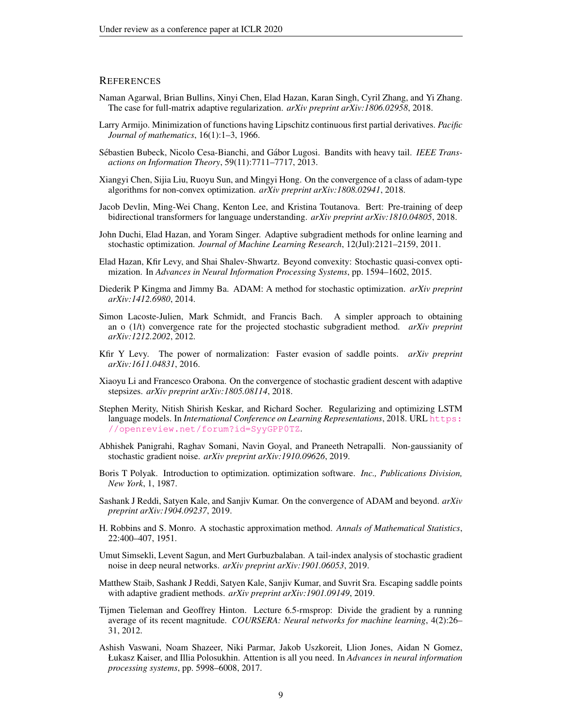## REFERENCES

Naman Agarwal, Brian Bullins, Xinyi Chen, Elad Hazan, Karan Singh, Cyril Zhang, and Yi Zhang. The case for full-matrix adaptive regularization. *arXiv preprint arXiv:1806.02958*, 2018.

Larry Armijo. Minimization of functions having Lipschitz continuous first partial derivatives. *Pacific Journal of mathematics*, 16(1):1–3, 1966.

Sébastien Bubeck, Nicolo Cesa-Bianchi, and Gábor Lugosi. Bandits with heavy tail. *IEEE Transactions on Information Theory*, 59(11):7711–7717, 2013.

Xiangyi Chen, Sijia Liu, Ruoyu Sun, and Mingyi Hong. On the convergence of a class of adam-type algorithms for non-convex optimization. *arXiv preprint arXiv:1808.02941*, 2018.

Jacob Devlin, Ming-Wei Chang, Kenton Lee, and Kristina Toutanova. Bert: Pre-training of deep bidirectional transformers for language understanding. *arXiv preprint arXiv:1810.04805*, 2018.

John Duchi, Elad Hazan, and Yoram Singer. Adaptive subgradient methods for online learning and stochastic optimization. *Journal of Machine Learning Research*, 12(Jul):2121–2159, 2011.

Elad Hazan, Kfir Levy, and Shai Shalev-Shwartz. Beyond convexity: Stochastic quasi-convex optimization. In *Advances in Neural Information Processing Systems*, pp. 1594–1602, 2015.

Diederik P Kingma and Jimmy Ba. ADAM: A method for stochastic optimization. *arXiv preprint arXiv:1412.6980*, 2014.

Simon Lacoste-Julien, Mark Schmidt, and Francis Bach. A simpler approach to obtaining an o (1/t) convergence rate for the projected stochastic subgradient method. *arXiv preprint arXiv:1212.2002*, 2012.

Kfir Y Levy. The power of normalization: Faster evasion of saddle points. *arXiv preprint arXiv:1611.04831*, 2016.

Xiaoyu Li and Francesco Orabona. On the convergence of stochastic gradient descent with adaptive stepsizes. *arXiv preprint arXiv:1805.08114*, 2018.

Stephen Merity, Nitish Shirish Keskar, and Richard Socher. Regularizing and optimizing LSTM language models. In *International Conference on Learning Representations*, 2018. URL https://openreview.net/forum?id=SyyGPP0TZ.

Abhishek Panigrahi, Raghav Somani, Navin Goyal, and Praneeth Netrapalli. Non-gaussianity of stochastic gradient noise. *arXiv preprint arXiv:1910.09626*, 2019.

Boris T Polyak. Introduction to optimization. optimization software. *Inc., Publications Division, New York*, 1, 1987.

Sashank J Reddi, Satyen Kale, and Sanjiv Kumar. On the convergence of ADAM and beyond. *arXiv preprint arXiv:1904.09237*, 2019.

H. Robbins and S. Monro. A stochastic approximation method. *Annals of Mathematical Statistics*, 22:400–407, 1951.

Umut Simsekli, Levent Sagun, and Mert Gurbuzbalaban. A tail-index analysis of stochastic gradient noise in deep neural networks. *arXiv preprint arXiv:1901.06053*, 2019.

Matthew Staib, Sashank J Reddi, Satyen Kale, Sanjiv Kumar, and Suvrit Sra. Escaping saddle points with adaptive gradient methods. *arXiv preprint arXiv:1901.09149*, 2019.

Tijmen Tieleman and Geoffrey Hinton. Lecture 6.5-rmsprop: Divide the gradient by a running average of its recent magnitude. *COURSERA: Neural networks for machine learning*, 4(2):26–31, 2012.

Ashish Vaswani, Noam Shazeer, Niki Parmar, Jakob Uszkoreit, Llion Jones, Aidan N Gomez, Łukasz Kaiser, and Illia Polosukhin. Attention is all you need. In *Advances in neural information processing systems*, pp. 5998–6008, 2017.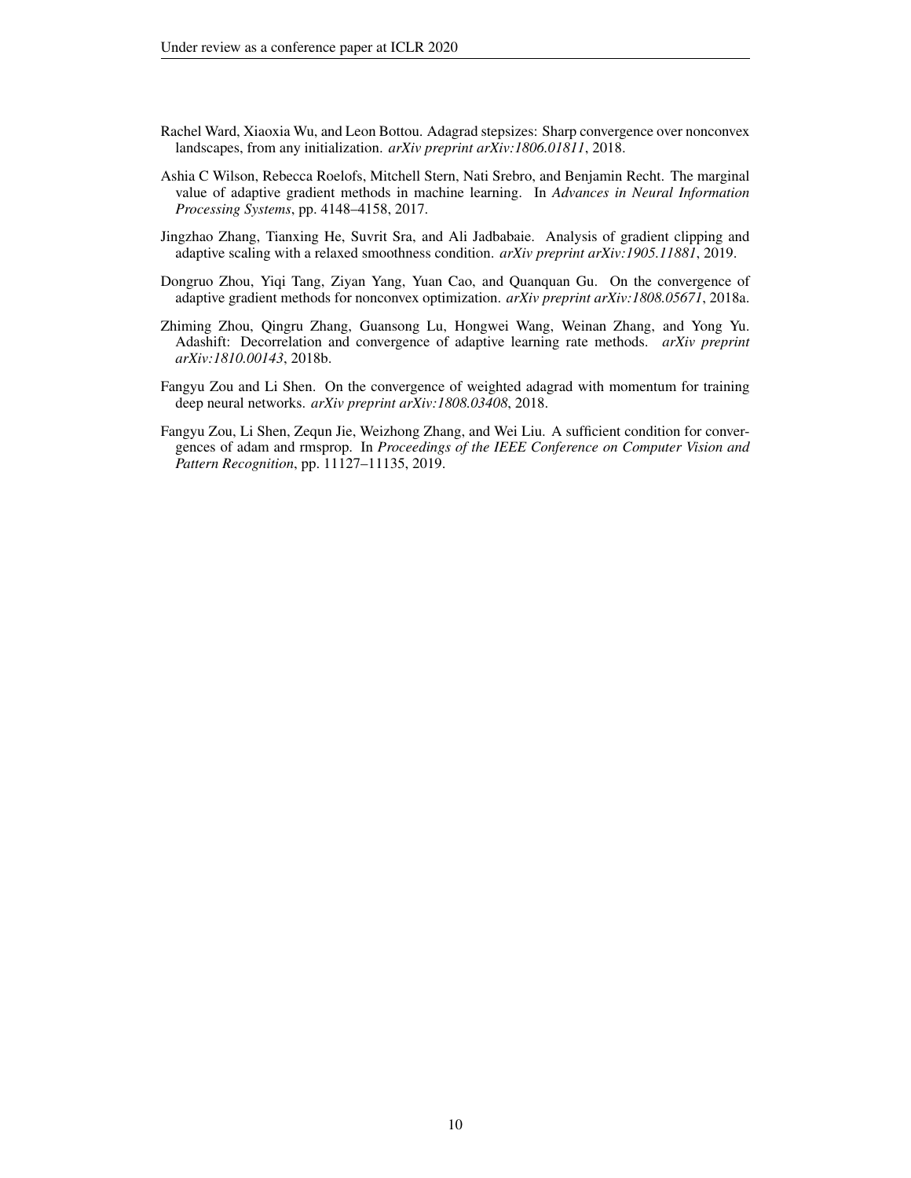Rachel Ward, Xiaoxia Wu, and Leon Bottou. Adagrad stepsizes: Sharp convergence over nonconvex landscapes, from any initialization. *arXiv preprint arXiv:1806.01811*, 2018.

Ashia C Wilson, Rebecca Roelofs, Mitchell Stern, Nati Srebro, and Benjamin Recht. The marginal value of adaptive gradient methods in machine learning. In *Advances in Neural Information Processing Systems*, pp. 4148–4158, 2017.

Jingzhao Zhang, Tianxing He, Suvrit Sra, and Ali Jadbabaie. Analysis of gradient clipping and adaptive scaling with a relaxed smoothness condition. *arXiv preprint arXiv:1905.11881*, 2019.

Dongruo Zhou, Yiqi Tang, Ziyan Yang, Yuan Cao, and Quanquan Gu. On the convergence of adaptive gradient methods for nonconvex optimization. *arXiv preprint arXiv:1808.05671*, 2018a.

Zhiming Zhou, Qingru Zhang, Guansong Lu, Hongwei Wang, Weinan Zhang, and Yong Yu. Adashift: Decorrelation and convergence of adaptive learning rate methods. *arXiv preprint arXiv:1810.00143*, 2018b.

Fangyu Zou and Li Shen. On the convergence of weighted adagrad with momentum for training deep neural networks. *arXiv preprint arXiv:1808.03408*, 2018.

Fangyu Zou, Li Shen, Zequn Jie, Weizhong Zhang, and Wei Liu. A sufficient condition for convergences of adam and rmsprop. In *Proceedings of the IEEE Conference on Computer Vision and Pattern Recognition*, pp. 11127–11135, 2019.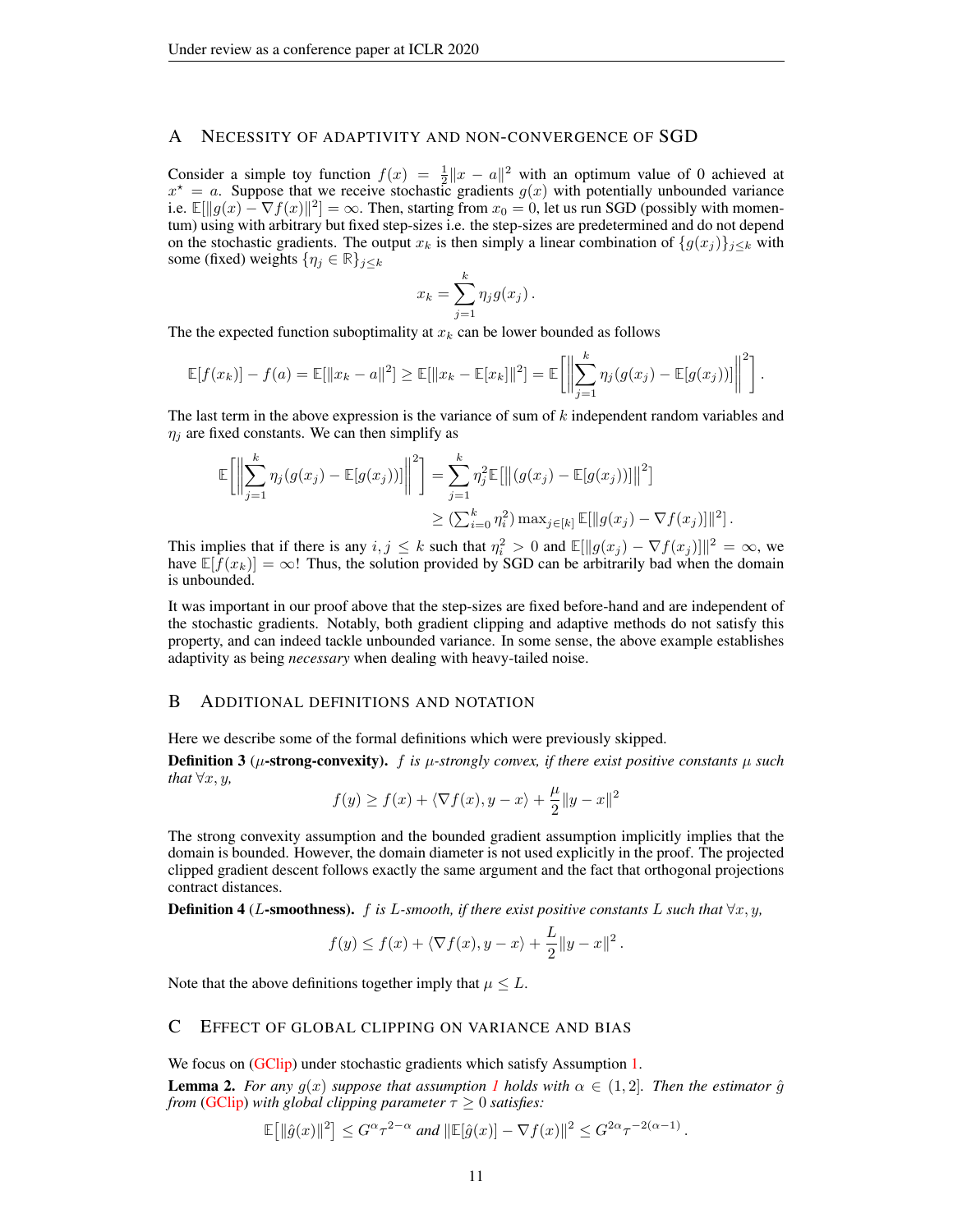## A Necessity of adaptivity and non-convergence of SGD

Consider a simple toy function $f(x) = \frac{1}{2}\|x - a\|^2$ with an optimum value of 0 achieved at $x^\star = a$. Suppose that we receive stochastic gradients $g(x)$ with potentially unbounded variance i.e. $\mathbb{E}[\|g(x) - \nabla f(x)\|^2] = \infty$. Then, starting from $x_0 = 0$, let us run SGD (possibly with momentum) using with arbitrary but fixed step-sizes i.e. the step-sizes are predetermined and do not depend on the stochastic gradients. The output $x_k$ is then simply a linear combination of $\{g(x_j)\}_{j \le k}$ with some (fixed) weights $\{\eta_j \in \mathbb{R}\}_{j \le k}$

$$x_k = \sum_{j=1}^{k} \eta_j g(x_j)\,.$$

The the expected function suboptimality at $x_k$ can be lower bounded as follows

$$\mathbb{E}[f(x_k)] - f(a) = \mathbb{E}[\|x_k - a\|^2] \ge \mathbb{E}[\|x_k - \mathbb{E}[x_k]\|^2] = \mathbb{E}\left[\left\|\sum_{j=1}^{k} \eta_j (g(x_j) - \mathbb{E}[g(x_j)])\right\|^2\right].$$

The last term in the above expression is the variance of sum of $k$ independent random variables and $\eta_j$ are fixed constants. We can then simplify as

$$\mathbb{E}\left[\left\|\sum_{j=1}^{k} \eta_j (g(x_j) - \mathbb{E}[g(x_j)])\right\|^2\right] = \sum_{j=1}^{k} \eta_j^2 \mathbb{E}\left[\left\|(g(x_j) - \mathbb{E}[g(x_j)])\right\|^2\right]$$
$$\ge (\textstyle\sum_{i=0}^{k} \eta_i^2) \max_{j \in [k]} \mathbb{E}[\|g(x_j) - \nabla f(x_j)\|^2]\,.$$

This implies that if there is any $i, j \le k$ such that $\eta_i^2 > 0$ and $\mathbb{E}[\|g(x_j) - \nabla f(x_j)]\|^2 = \infty$, we have $\mathbb{E}[f(x_k)] = \infty$! Thus, the solution provided by SGD can be arbitrarily bad when the domain is unbounded.

It was important in our proof above that the step-sizes are fixed before-hand and are independent of the stochastic gradients. Notably, both gradient clipping and adaptive methods do not satisfy this property, and can indeed tackle unbounded variance. In some sense, the above example establishes adaptivity as being *necessary* when dealing with heavy-tailed noise.

## B Additional definitions and notation

Here we describe some of the formal definitions which were previously skipped.

**Definition 3** ($\mu$**-strong-convexity).** *$f$ is $\mu$-strongly convex, if there exist positive constants $\mu$ such that $\forall x, y$,*

$$f(y) \ge f(x) + \langle \nabla f(x), y - x \rangle + \frac{\mu}{2}\|y - x\|^2$$

The strong convexity assumption and the bounded gradient assumption implicitly implies that the domain is bounded. However, the domain diameter is not used explicitly in the proof. The projected clipped gradient descent follows exactly the same argument and the fact that orthogonal projections contract distances.

**Definition 4** ($L$**-smoothness).** *$f$ is $L$-smooth, if there exist positive constants $L$ such that $\forall x, y$,*

$$f(y) \le f(x) + \langle \nabla f(x), y - x \rangle + \frac{L}{2}\|y - x\|^2\,.$$

Note that the above definitions together imply that $\mu \le L$.

## C Effect of global clipping on variance and bias

We focus on (GClip) under stochastic gradients which satisfy Assumption 1.

**Lemma 2.** *For any $g(x)$ suppose that assumption 1 holds with $\alpha \in (1, 2]$. Then the estimator $\hat{g}$ from (GClip) with global clipping parameter $\tau \ge 0$ satisfies:*

$$\mathbb{E}\left[\|\hat{g}(x)\|^2\right] \le G^\alpha \tau^{2-\alpha} \text{ and } \|\mathbb{E}[\hat{g}(x)] - \nabla f(x)\|^2 \le G^{2\alpha} \tau^{-2(\alpha-1)}\,.$$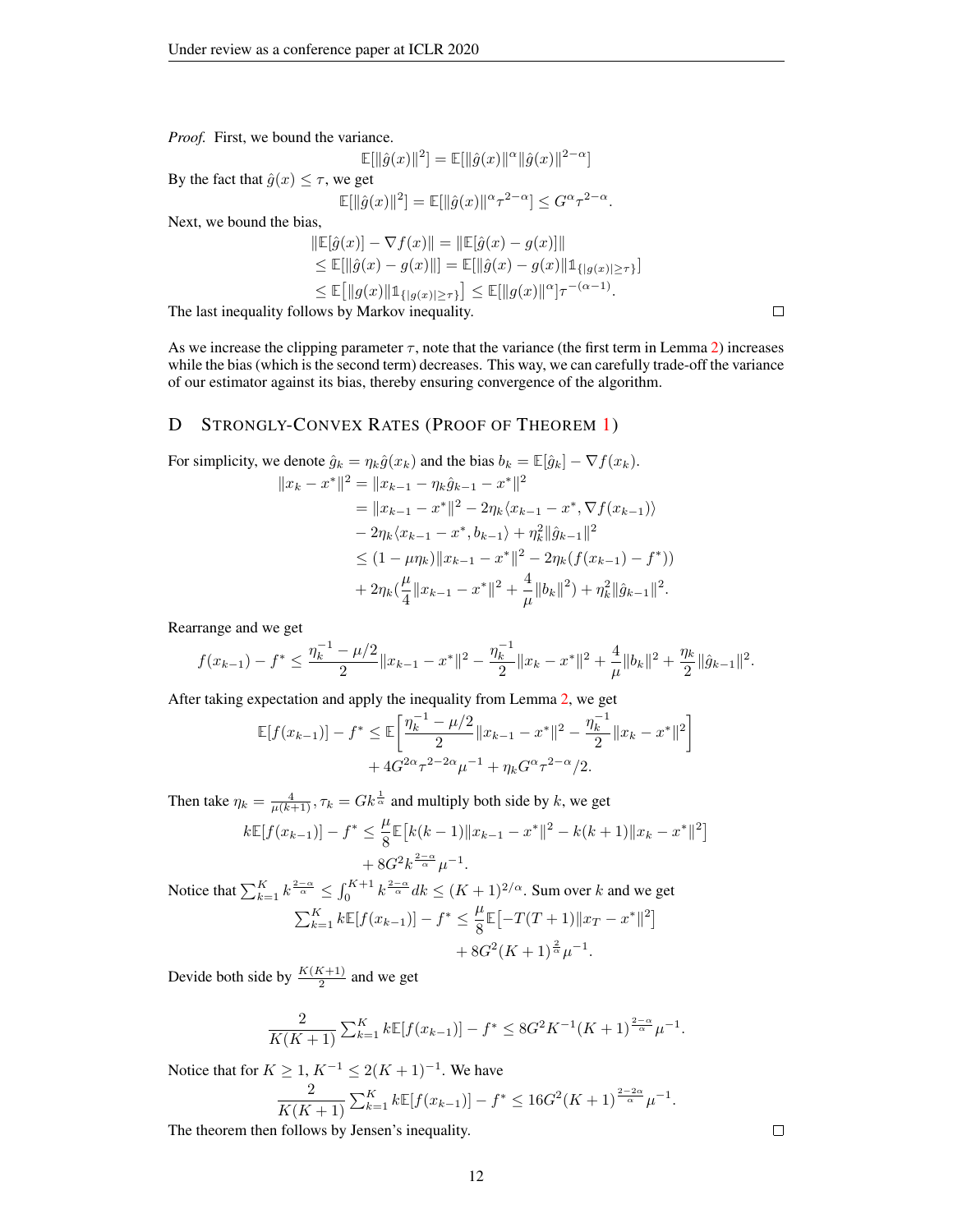*Proof.* First, we bound the variance.

$$\mathbb{E}[\|\hat{g}(x)\|^2] = \mathbb{E}[\|\hat{g}(x)\|^{\alpha}\|\hat{g}(x)\|^{2-\alpha}]$$

By the fact that $\hat{g}(x) \leq \tau$, we get

$$\mathbb{E}[\|\hat{g}(x)\|^2] = \mathbb{E}[\|\hat{g}(x)\|^{\alpha}\tau^{2-\alpha}] \leq G^{\alpha}\tau^{2-\alpha}.$$

Next, we bound the bias,

$$\begin{aligned}
\|\mathbb{E}[\hat{g}(x)] - \nabla f(x)\| &= \|\mathbb{E}[\hat{g}(x) - g(x)]\| \\
&\leq \mathbb{E}[\|\hat{g}(x) - g(x)\|] = \mathbb{E}[\|\hat{g}(x) - g(x)\|\mathbb{1}_{\{|g(x)| \geq \tau\}}] \\
&\leq \mathbb{E}\big[\|g(x)\|\mathbb{1}_{\{|g(x)| \geq \tau\}}\big] \leq \mathbb{E}[\|g(x)\|^{\alpha}]\tau^{-(\alpha-1)}.
\end{aligned}$$

The last inequality follows by Markov inequality. $\square$

As we increase the clipping parameter $\tau$, note that the variance (the first term in Lemma 2) increases while the bias (which is the second term) decreases. This way, we can carefully trade-off the variance of our estimator against its bias, thereby ensuring convergence of the algorithm.

# D Strongly-Convex Rates (Proof of Theorem 1)

For simplicity, we denote $\hat{g}_k = \eta_k \hat{g}(x_k)$ and the bias $b_k = \mathbb{E}[\hat{g}_k] - \nabla f(x_k)$.

$$\begin{aligned}
\|x_k - x^*\|^2 &= \|x_{k-1} - \eta_k \hat{g}_{k-1} - x^*\|^2 \\
&= \|x_{k-1} - x^*\|^2 - 2\eta_k\langle x_{k-1} - x^*, \nabla f(x_{k-1})\rangle \\
&\quad - 2\eta_k\langle x_{k-1} - x^*, b_{k-1}\rangle + \eta_k^2\|\hat{g}_{k-1}\|^2 \\
&\leq (1 - \mu\eta_k)\|x_{k-1} - x^*\|^2 - 2\eta_k(f(x_{k-1}) - f^*)) \\
&\quad + 2\eta_k(\frac{\mu}{4}\|x_{k-1} - x^*\|^2 + \frac{4}{\mu}\|b_k\|^2) + \eta_k^2\|\hat{g}_{k-1}\|^2.
\end{aligned}$$

Rearrange and we get

$$f(x_{k-1}) - f^* \leq \frac{\eta_k^{-1} - \mu/2}{2}\|x_{k-1} - x^*\|^2 - \frac{\eta_k^{-1}}{2}\|x_k - x^*\|^2 + \frac{4}{\mu}\|b_k\|^2 + \frac{\eta_k}{2}\|\hat{g}_{k-1}\|^2.$$

After taking expectation and apply the inequality from Lemma 2, we get

$$\begin{aligned}
\mathbb{E}[f(x_{k-1})] - f^* \leq \mathbb{E}\Bigg[&\frac{\eta_k^{-1} - \mu/2}{2}\|x_{k-1} - x^*\|^2 - \frac{\eta_k^{-1}}{2}\|x_k - x^*\|^2\Bigg] \\
&+ 4G^{2\alpha}\tau^{2-2\alpha}\mu^{-1} + \eta_k G^{\alpha}\tau^{2-\alpha}/2.
\end{aligned}$$

Then take $\eta_k = \frac{4}{\mu(k+1)}, \tau_k = Gk^{\frac{1}{\alpha}}$ and multiply both side by $k$, we get

$$\begin{aligned}
k\mathbb{E}[f(x_{k-1})] - f^* \leq \frac{\mu}{8}\mathbb{E}\big[&k(k-1)\|x_{k-1} - x^*\|^2 - k(k+1)\|x_k - x^*\|^2\big] \\
&+ 8G^2 k^{\frac{2-\alpha}{\alpha}}\mu^{-1}.
\end{aligned}$$

Notice that $\sum_{k=1}^{K} k^{\frac{2-\alpha}{\alpha}} \leq \int_0^{K+1} k^{\frac{2-\alpha}{\alpha}}dk \leq (K+1)^{2/\alpha}$. Sum over $k$ and we get

$$\begin{aligned}
\textstyle\sum_{k=1}^{K} k\mathbb{E}[f(x_{k-1})] - f^* \leq \frac{\mu}{8}\mathbb{E}\big[&-T(T+1)\|x_T - x^*\|^2\big] \\
&+ 8G^2(K+1)^{\frac{2}{\alpha}}\mu^{-1}.
\end{aligned}$$

Devide both side by $\frac{K(K+1)}{2}$ and we get

$$\frac{2}{K(K+1)}\textstyle\sum_{k=1}^{K} k\mathbb{E}[f(x_{k-1})] - f^* \leq 8G^2K^{-1}(K+1)^{\frac{2-\alpha}{\alpha}}\mu^{-1}.$$

Notice that for $K \geq 1$, $K^{-1} \leq 2(K+1)^{-1}$. We have

$$\frac{2}{K(K+1)}\textstyle\sum_{k=1}^{K} k\mathbb{E}[f(x_{k-1})] - f^* \leq 16G^2(K+1)^{\frac{2-2\alpha}{\alpha}}\mu^{-1}.$$

The theorem then follows by Jensen's inequality. $\square$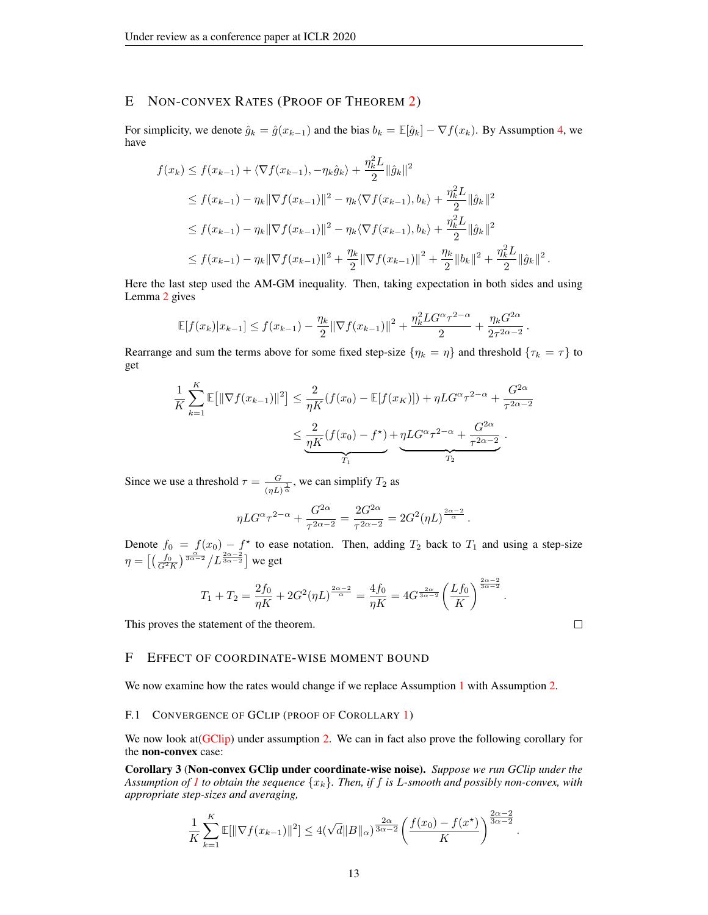## E Non-convex Rates (Proof of Theorem 2)

For simplicity, we denote $\hat{g}_k = \hat{g}(x_{k-1})$ and the bias $b_k = \mathbb{E}[\hat{g}_k] - \nabla f(x_k)$. By Assumption 4, we have

$$
\begin{aligned}
f(x_k) &\leq f(x_{k-1}) + \langle \nabla f(x_{k-1}), -\eta_k \hat{g}_k \rangle + \frac{\eta_k^2 L}{2} \|\hat{g}_k\|^2 \\
&\leq f(x_{k-1}) - \eta_k \|\nabla f(x_{k-1})\|^2 - \eta_k \langle \nabla f(x_{k-1}), b_k \rangle + \frac{\eta_k^2 L}{2} \|\hat{g}_k\|^2 \\
&\leq f(x_{k-1}) - \eta_k \|\nabla f(x_{k-1})\|^2 - \eta_k \langle \nabla f(x_{k-1}), b_k \rangle + \frac{\eta_k^2 L}{2} \|\hat{g}_k\|^2 \\
&\leq f(x_{k-1}) - \eta_k \|\nabla f(x_{k-1})\|^2 + \frac{\eta_k}{2} \|\nabla f(x_{k-1})\|^2 + \frac{\eta_k}{2} \|b_k\|^2 + \frac{\eta_k^2 L}{2} \|\hat{g}_k\|^2 .
\end{aligned}
$$

Here the last step used the AM-GM inequality. Then, taking expectation in both sides and using Lemma 2 gives

$$
\mathbb{E}[f(x_k) | x_{k-1}] \leq f(x_{k-1}) - \frac{\eta_k}{2} \|\nabla f(x_{k-1})\|^2 + \frac{\eta_k^2 L G^\alpha \tau^{2-\alpha}}{2} + \frac{\eta_k G^{2\alpha}}{2 \tau^{2\alpha - 2}} .
$$

Rearrange and sum the terms above for some fixed step-size $\{\eta_k = \eta\}$ and threshold $\{\tau_k = \tau\}$ to get

$$
\begin{aligned}
\frac{1}{K} \sum_{k=1}^{K} \mathbb{E}\big[\|\nabla f(x_{k-1})\|^2\big] &\leq \frac{2}{\eta K} (f(x_0) - \mathbb{E}[f(x_K)]) + \eta L G^\alpha \tau^{2-\alpha} + \frac{G^{2\alpha}}{\tau^{2\alpha-2}} \\
&\leq \underbrace{\frac{2}{\eta K} (f(x_0) - f^\star)}_{T_1} + \underbrace{\eta L G^\alpha \tau^{2-\alpha} + \frac{G^{2\alpha}}{\tau^{2\alpha-2}}}_{T_2} .
\end{aligned}
$$

Since we use a threshold $\tau = \frac{G}{(\eta L)^{\frac{1}{\alpha}}}$, we can simplify $T_2$ as

$$
\eta L G^\alpha \tau^{2-\alpha} + \frac{G^{2\alpha}}{\tau^{2\alpha-2}} = \frac{2 G^{2\alpha}}{\tau^{2\alpha-2}} = 2 G^2 (\eta L)^{\frac{2\alpha - 2}{\alpha}} .
$$

Denote $f_0 = f(x_0) - f^\star$ to ease notation. Then, adding $T_2$ back to $T_1$ and using a step-size $\eta = \big[ \big(\frac{f_0}{G^2 K}\big)^{\frac{\alpha}{3\alpha-2}} / L^{\frac{2\alpha-2}{3\alpha-2}} \big]$ we get

$$
T_1 + T_2 = \frac{2 f_0}{\eta K} + 2 G^2 (\eta L)^{\frac{2\alpha-2}{\alpha}} = \frac{4 f_0}{\eta K} = 4 G^{\frac{2\alpha}{3\alpha-2}} \left( \frac{L f_0}{K} \right)^{\frac{2\alpha-2}{3\alpha-2}} .
$$

This proves the statement of the theorem. □

## F Effect of coordinate-wise moment bound

We now examine how the rates would change if we replace Assumption 1 with Assumption 2.

### F.1 Convergence of GClip (Proof of Corollary 1)

We now look at(GClip) under assumption 2. We can in fact also prove the following corollary for the **non-convex** case:

**Corollary 3 (Non-convex GClip under coordinate-wise noise).** *Suppose we run GClip under the Assumption of 1 to obtain the sequence $\{x_k\}$. Then, if $f$ is $L$-smooth and possibly non-convex, with appropriate step-sizes and averaging,*

$$
\frac{1}{K} \sum_{k=1}^{K} \mathbb{E}[\|\nabla f(x_{k-1})\|^2] \leq 4 (\sqrt{d} \|B\|_\alpha)^{\frac{2\alpha}{3\alpha-2}} \left( \frac{f(x_0) - f(x^\star)}{K} \right)^{\frac{2\alpha-2}{3\alpha-2}} .
$$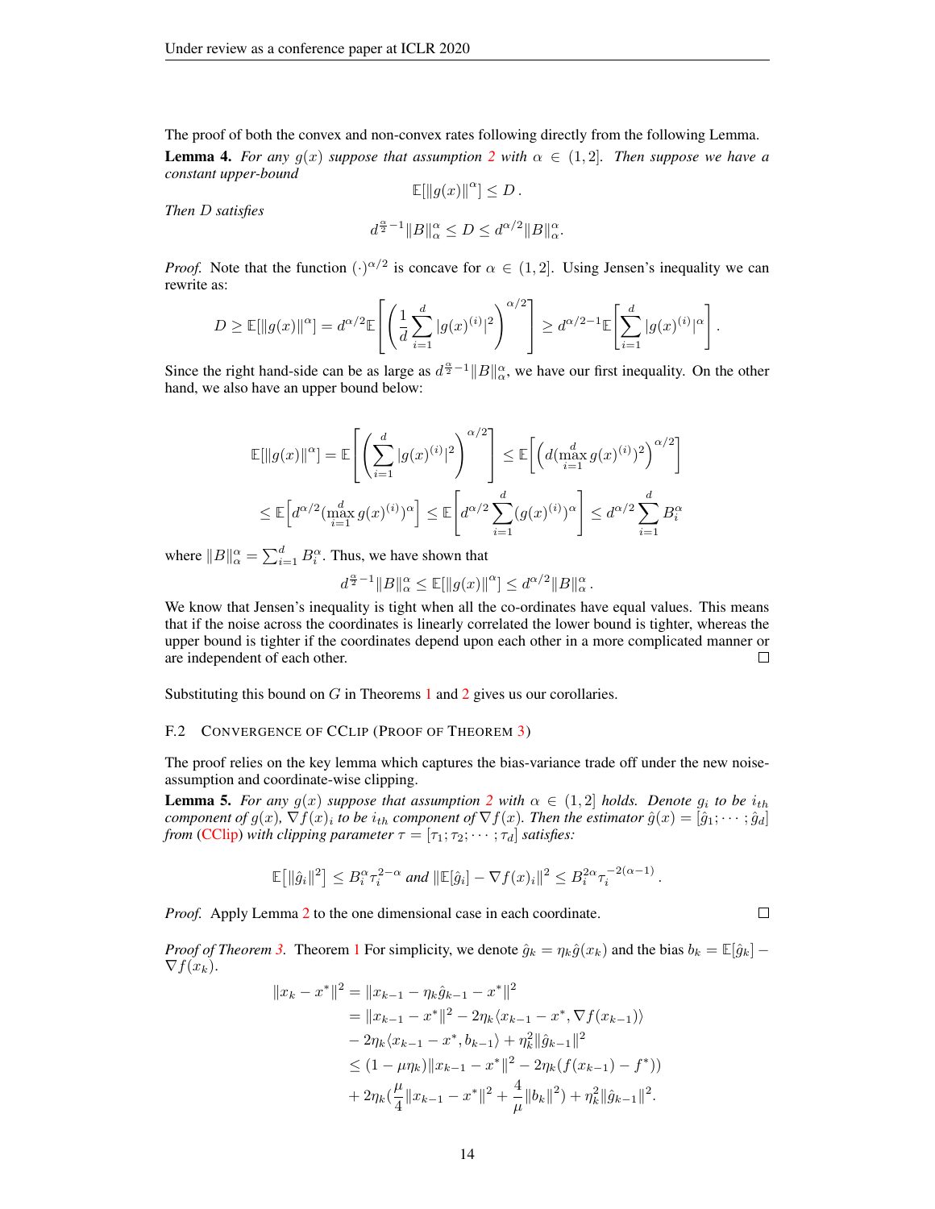The proof of both the convex and non-convex rates following directly from the following Lemma.

**Lemma 4.** *For any $g(x)$ suppose that assumption 2 with $\alpha \in (1, 2]$. Then suppose we have a constant upper-bound*

$$\mathbb{E}[\|g(x)\|^{\alpha}] \leq D\,.$$

*Then $D$ satisfies*

$$d^{\frac{\alpha}{2}-1}\|B\|_{\alpha}^{\alpha} \leq D \leq d^{\alpha/2}\|B\|_{\alpha}^{\alpha}.$$

*Proof.* Note that the function $(\cdot)^{\alpha/2}$ is concave for $\alpha \in (1, 2]$. Using Jensen's inequality we can rewrite as:

$$D \geq \mathbb{E}[\|g(x)\|^{\alpha}] = d^{\alpha/2}\mathbb{E}\left[\left(\frac{1}{d}\sum_{i=1}^{d}|g(x)^{(i)}|^2\right)^{\alpha/2}\right] \geq d^{\alpha/2-1}\mathbb{E}\left[\sum_{i=1}^{d}|g(x)^{(i)}|^{\alpha}\right].$$

Since the right hand-side can be as large as $d^{\frac{\alpha}{2}-1}\|B\|_{\alpha}^{\alpha}$, we have our first inequality. On the other hand, we also have an upper bound below:

$$\mathbb{E}[\|g(x)\|^{\alpha}] = \mathbb{E}\left[\left(\sum_{i=1}^{d}|g(x)^{(i)}|^2\right)^{\alpha/2}\right] \leq \mathbb{E}\left[\left(d(\max_{i=1}^{d} g(x)^{(i)})^2\right)^{\alpha/2}\right]$$

$$\leq \mathbb{E}\left[d^{\alpha/2}(\max_{i=1}^{d} g(x)^{(i)})^{\alpha}\right] \leq \mathbb{E}\left[d^{\alpha/2}\sum_{i=1}^{d}(g(x)^{(i)})^{\alpha}\right] \leq d^{\alpha/2}\sum_{i=1}^{d}B_i^{\alpha}$$

where $\|B\|_{\alpha}^{\alpha} = \sum_{i=1}^{d} B_i^{\alpha}$. Thus, we have shown that

$$d^{\frac{\alpha}{2}-1}\|B\|_{\alpha}^{\alpha} \leq \mathbb{E}[\|g(x)\|^{\alpha}] \leq d^{\alpha/2}\|B\|_{\alpha}^{\alpha}\,.$$

We know that Jensen's inequality is tight when all the co-ordinates have equal values. This means that if the noise across the coordinates is linearly correlated the lower bound is tighter, whereas the upper bound is tighter if the coordinates depend upon each other in a more complicated manner or are independent of each other. □

Substituting this bound on $G$ in Theorems 1 and 2 gives us our corollaries.

### F.2 Convergence of CClip (Proof of Theorem 3)

The proof relies on the key lemma which captures the bias-variance trade off under the new noise-assumption and coordinate-wise clipping.

**Lemma 5.** *For any $g(x)$ suppose that assumption 2 with $\alpha \in (1, 2]$ holds. Denote $g_i$ to be $i_{th}$ component of $g(x)$, $\nabla f(x)_i$ to be $i_{th}$ component of $\nabla f(x)$. Then the estimator $\hat{g}(x) = [\hat{g}_1; \cdots; \hat{g}_d]$ from (CClip) with clipping parameter $\tau = [\tau_1; \tau_2; \cdots; \tau_d]$ satisfies:*

$$\mathbb{E}\big[\|\hat{g}_i\|^2\big] \leq B_i^{\alpha}\tau_i^{2-\alpha} \text{ and } \|\mathbb{E}[\hat{g}_i] - \nabla f(x)_i\|^2 \leq B_i^{2\alpha}\tau_i^{-2(\alpha-1)}\,.$$

*Proof.* Apply Lemma 2 to the one dimensional case in each coordinate. □

*Proof of Theorem 3.* Theorem 1 For simplicity, we denote $\hat{g}_k = \eta_k \hat{g}(x_k)$ and the bias $b_k = \mathbb{E}[\hat{g}_k] - \nabla f(x_k)$.

$$\begin{aligned}
\|x_k - x^*\|^2 &= \|x_{k-1} - \eta_k\hat{g}_{k-1} - x^*\|^2 \\
&= \|x_{k-1} - x^*\|^2 - 2\eta_k\langle x_{k-1} - x^*, \nabla f(x_{k-1})\rangle \\
&\quad - 2\eta_k\langle x_{k-1} - x^*, b_{k-1}\rangle + \eta_k^2\|\hat{g}_{k-1}\|^2 \\
&\leq (1 - \mu\eta_k)\|x_{k-1} - x^*\|^2 - 2\eta_k(f(x_{k-1}) - f^*)) \\
&\quad + 2\eta_k(\frac{\mu}{4}\|x_{k-1} - x^*\|^2 + \frac{4}{\mu}\|b_k\|^2) + \eta_k^2\|\hat{g}_{k-1}\|^2.
\end{aligned}$$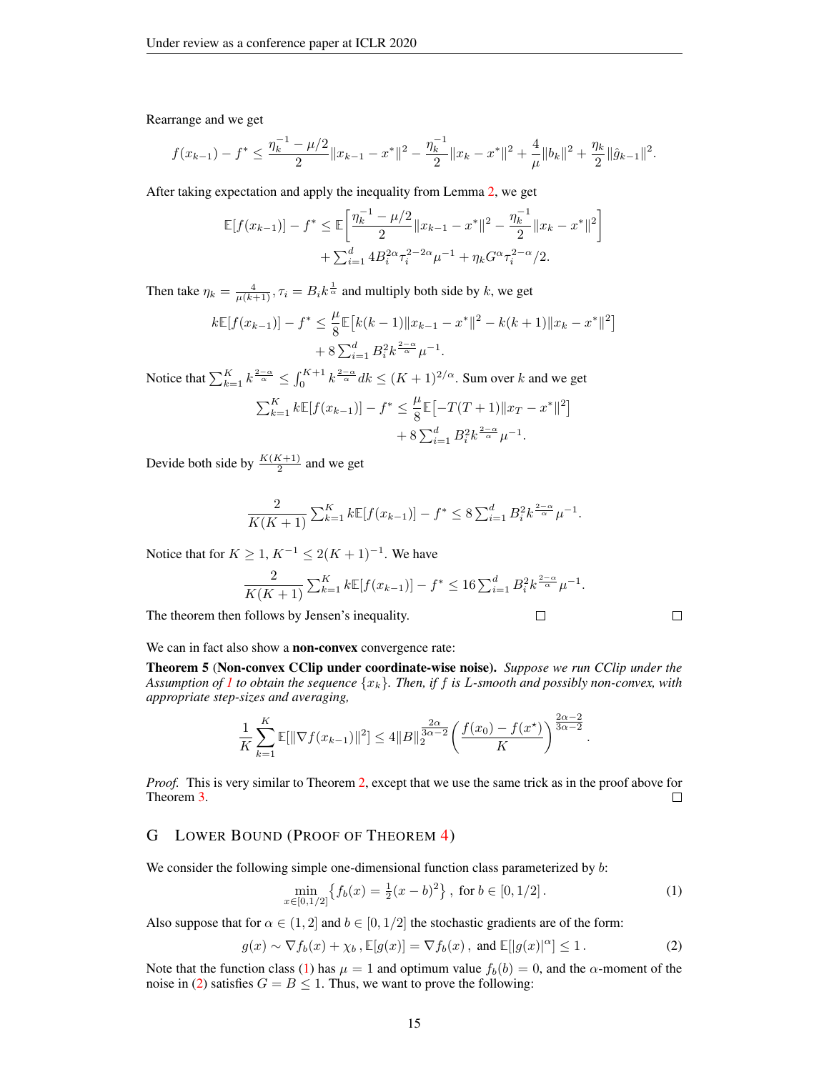Rearrange and we get

$$f(x_{k-1}) - f^* \leq \frac{\eta_k^{-1} - \mu/2}{2}\|x_{k-1} - x^*\|^2 - \frac{\eta_k^{-1}}{2}\|x_k - x^*\|^2 + \frac{4}{\mu}\|b_k\|^2 + \frac{\eta_k}{2}\|\hat{g}_{k-1}\|^2.$$

After taking expectation and apply the inequality from Lemma 2, we get

$$\mathbb{E}[f(x_{k-1})] - f^* \leq \mathbb{E}\left[\frac{\eta_k^{-1} - \mu/2}{2}\|x_{k-1} - x^*\|^2 - \frac{\eta_k^{-1}}{2}\|x_k - x^*\|^2\right] + \textstyle\sum_{i=1}^d 4B_i^{2\alpha}\tau_i^{2-2\alpha}\mu^{-1} + \eta_k G^\alpha \tau_i^{2-\alpha}/2.$$

Then take $\eta_k = \frac{4}{\mu(k+1)}, \tau_i = B_i k^{\frac{1}{\alpha}}$ and multiply both side by $k$, we get

$$k\mathbb{E}[f(x_{k-1})] - f^* \leq \frac{\mu}{8}\mathbb{E}\big[k(k-1)\|x_{k-1} - x^*\|^2 - k(k+1)\|x_k - x^*\|^2\big] + 8\textstyle\sum_{i=1}^d B_i^2 k^{\frac{2-\alpha}{\alpha}}\mu^{-1}.$$

Notice that $\sum_{k=1}^K k^{\frac{2-\alpha}{\alpha}} \leq \int_0^{K+1} k^{\frac{2-\alpha}{\alpha}} dk \leq (K+1)^{2/\alpha}$. Sum over $k$ and we get

$$\textstyle\sum_{k=1}^K k\mathbb{E}[f(x_{k-1})] - f^* \leq \frac{\mu}{8}\mathbb{E}\big[-T(T+1)\|x_T - x^*\|^2\big] + 8\textstyle\sum_{i=1}^d B_i^2 k^{\frac{2-\alpha}{\alpha}}\mu^{-1}.$$

Devide both side by $\frac{K(K+1)}{2}$ and we get

$$\frac{2}{K(K+1)}\textstyle\sum_{k=1}^K k\mathbb{E}[f(x_{k-1})] - f^* \leq 8\textstyle\sum_{i=1}^d B_i^2 k^{\frac{2-\alpha}{\alpha}}\mu^{-1}.$$

Notice that for $K \geq 1$, $K^{-1} \leq 2(K+1)^{-1}$. We have

$$\frac{2}{K(K+1)}\textstyle\sum_{k=1}^K k\mathbb{E}[f(x_{k-1})] - f^* \leq 16\textstyle\sum_{i=1}^d B_i^2 k^{\frac{2-\alpha}{\alpha}}\mu^{-1}.$$

The theorem then follows by Jensen's inequality. □ □

We can in fact also show a **non-convex** convergence rate:

**Theorem 5** (**Non-convex CClip under coordinate-wise noise**). *Suppose we run CClip under the Assumption of 1 to obtain the sequence $\{x_k\}$. Then, if $f$ is $L$-smooth and possibly non-convex, with appropriate step-sizes and averaging,*

$$\frac{1}{K}\sum_{k=1}^K \mathbb{E}[\|\nabla f(x_{k-1})\|^2] \leq 4\|B\|_2^{\frac{2\alpha}{3\alpha-2}}\left(\frac{f(x_0) - f(x^\star)}{K}\right)^{\frac{2\alpha-2}{3\alpha-2}}.$$

*Proof.* This is very similar to Theorem 2, except that we use the same trick as in the proof above for Theorem 3. □

## G Lower Bound (Proof of Theorem 4)

We consider the following simple one-dimensional function class parameterized by $b$:

$$\min_{x\in[0,1/2]}\left\{f_b(x) = \tfrac{1}{2}(x-b)^2\right\}, \text{ for } b \in [0, 1/2]. \tag{1}$$

Also suppose that for $\alpha \in (1,2]$ and $b \in [0,1/2]$ the stochastic gradients are of the form:

$$g(x) \sim \nabla f_b(x) + \chi_b, \mathbb{E}[g(x)] = \nabla f_b(x), \text{ and } \mathbb{E}[|g(x)|^\alpha] \leq 1. \tag{2}$$

Note that the function class (1) has $\mu = 1$ and optimum value $f_b(b) = 0$, and the $\alpha$-moment of the noise in (2) satisfies $G = B \leq 1$. Thus, we want to prove the following: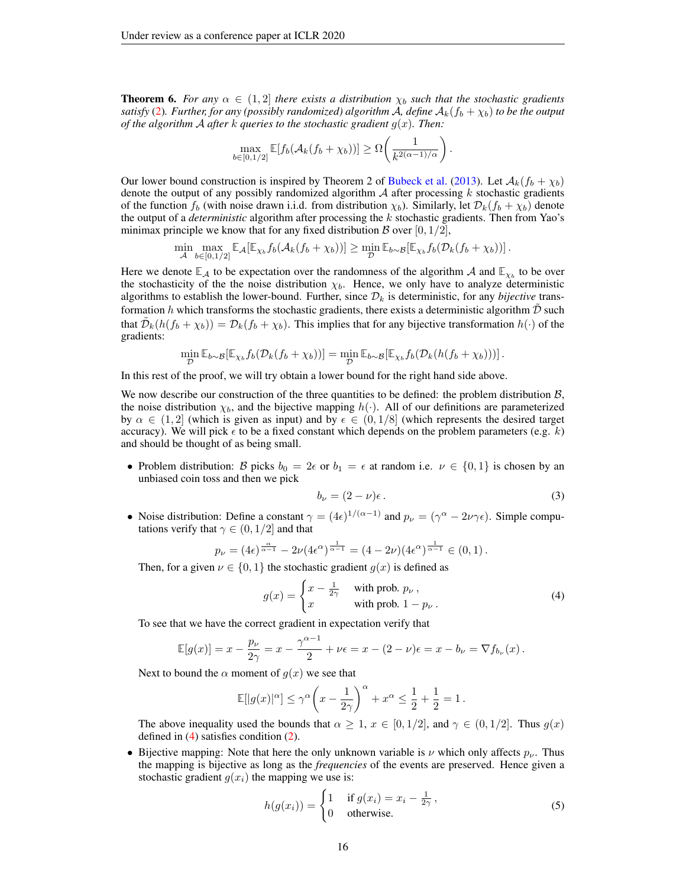**Theorem 6.** *For any $\alpha \in (1, 2]$ there exists a distribution $\chi_b$ such that the stochastic gradients satisfy* (2)*. Further, for any (possibly randomized) algorithm $\mathcal{A}$, define $\mathcal{A}_k(f_b + \chi_b)$ to be the output of the algorithm $\mathcal{A}$ after $k$ queries to the stochastic gradient $g(x)$. Then:*

$$\max_{b \in [0,1/2]} \mathbb{E}[f_b(\mathcal{A}_k(f_b + \chi_b))] \geq \Omega\left(\frac{1}{k^{2(\alpha-1)/\alpha}}\right).$$

Our lower bound construction is inspired by Theorem 2 of Bubeck et al. (2013). Let $\mathcal{A}_k(f_b + \chi_b)$ denote the output of any possibly randomized algorithm $\mathcal{A}$ after processing $k$ stochastic gradients of the function $f_b$ (with noise drawn i.i.d. from distribution $\chi_b$). Similarly, let $\mathcal{D}_k(f_b + \chi_b)$ denote the output of a *deterministic* algorithm after processing the $k$ stochastic gradients. Then from Yao's minimax principle we know that for any fixed distribution $\mathcal{B}$ over $[0, 1/2]$,

$$\min_{\mathcal{A}} \max_{b \in [0,1/2]} \mathbb{E}_{\mathcal{A}}[\mathbb{E}_{\chi_b} f_b(\mathcal{A}_k(f_b + \chi_b))] \geq \min_{\mathcal{D}} \mathbb{E}_{b \sim \mathcal{B}}[\mathbb{E}_{\chi_b} f_b(\mathcal{D}_k(f_b + \chi_b))] .$$

Here we denote $\mathbb{E}_{\mathcal{A}}$ to be expectation over the randomness of the algorithm $\mathcal{A}$ and $\mathbb{E}_{\chi_b}$ to be over the stochasticity of the the noise distribution $\chi_b$. Hence, we only have to analyze deterministic algorithms to establish the lower-bound. Further, since $\mathcal{D}_k$ is deterministic, for any *bijective* transformation $h$ which transforms the stochastic gradients, there exists a deterministic algorithm $\tilde{\mathcal{D}}$ such that $\tilde{\mathcal{D}}_k(h(f_b + \chi_b)) = \mathcal{D}_k(f_b + \chi_b)$. This implies that for any bijective transformation $h(\cdot)$ of the gradients:

$$\min_{\mathcal{D}} \mathbb{E}_{b \sim \mathcal{B}}[\mathbb{E}_{\chi_b} f_b(\mathcal{D}_k(f_b + \chi_b))] = \min_{\mathcal{D}} \mathbb{E}_{b \sim \mathcal{B}}[\mathbb{E}_{\chi_b} f_b(\mathcal{D}_k(h(f_b + \chi_b)))] .$$

In this rest of the proof, we will try obtain a lower bound for the right hand side above.

We now describe our construction of the three quantities to be defined: the problem distribution $\mathcal{B}$, the noise distribution $\chi_b$, and the bijective mapping $h(\cdot)$. All of our definitions are parameterized by $\alpha \in (1, 2]$ (which is given as input) and by $\epsilon \in (0, 1/8]$ (which represents the desired target accuracy). We will pick $\epsilon$ to be a fixed constant which depends on the problem parameters (e.g. $k$) and should be thought of as being small.

- Problem distribution: $\mathcal{B}$ picks $b_0 = 2\epsilon$ or $b_1 = \epsilon$ at random i.e. $\nu \in \{0, 1\}$ is chosen by an unbiased coin toss and then we pick

$$b_\nu = (2 - \nu)\epsilon . \tag{3}$$

- Noise distribution: Define a constant $\gamma = (4\epsilon)^{1/(\alpha-1)}$ and $p_\nu = (\gamma^\alpha - 2\nu\gamma\epsilon)$. Simple computations verify that $\gamma \in (0, 1/2]$ and that

$$p_\nu = (4\epsilon)^{\frac{\alpha}{\alpha-1}} - 2\nu(4\epsilon^\alpha)^{\frac{1}{\alpha-1}} = (4 - 2\nu)(4\epsilon^\alpha)^{\frac{1}{\alpha-1}} \in (0, 1) .$$

  Then, for a given $\nu \in \{0, 1\}$ the stochastic gradient $g(x)$ is defined as

$$g(x) = \begin{cases} x - \frac{1}{2\gamma} & \text{with prob. } p_\nu \, , \\ x & \text{with prob. } 1 - p_\nu \, . \end{cases} \tag{4}$$

  To see that we have the correct gradient in expectation verify that

$$\mathbb{E}[g(x)] = x - \frac{p_\nu}{2\gamma} = x - \frac{\gamma^{\alpha-1}}{2} + \nu\epsilon = x - (2 - \nu)\epsilon = x - b_\nu = \nabla f_{b_\nu}(x) .$$

  Next to bound the $\alpha$ moment of $g(x)$ we see that

$$\mathbb{E}[|g(x)|^\alpha] \leq \gamma^\alpha \left(x - \frac{1}{2\gamma}\right)^\alpha + x^\alpha \leq \frac{1}{2} + \frac{1}{2} = 1 .$$

  The above inequality used the bounds that $\alpha \geq 1$, $x \in [0, 1/2]$, and $\gamma \in (0, 1/2]$. Thus $g(x)$ defined in (4) satisfies condition (2).

- Bijective mapping: Note that here the only unknown variable is $\nu$ which only affects $p_\nu$. Thus the mapping is bijective as long as the *frequencies* of the events are preserved. Hence given a stochastic gradient $g(x_i)$ the mapping we use is:

$$h(g(x_i)) = \begin{cases} 1 & \text{if } g(x_i) = x_i - \frac{1}{2\gamma} \, , \\ 0 & \text{otherwise.} \end{cases} \tag{5}$$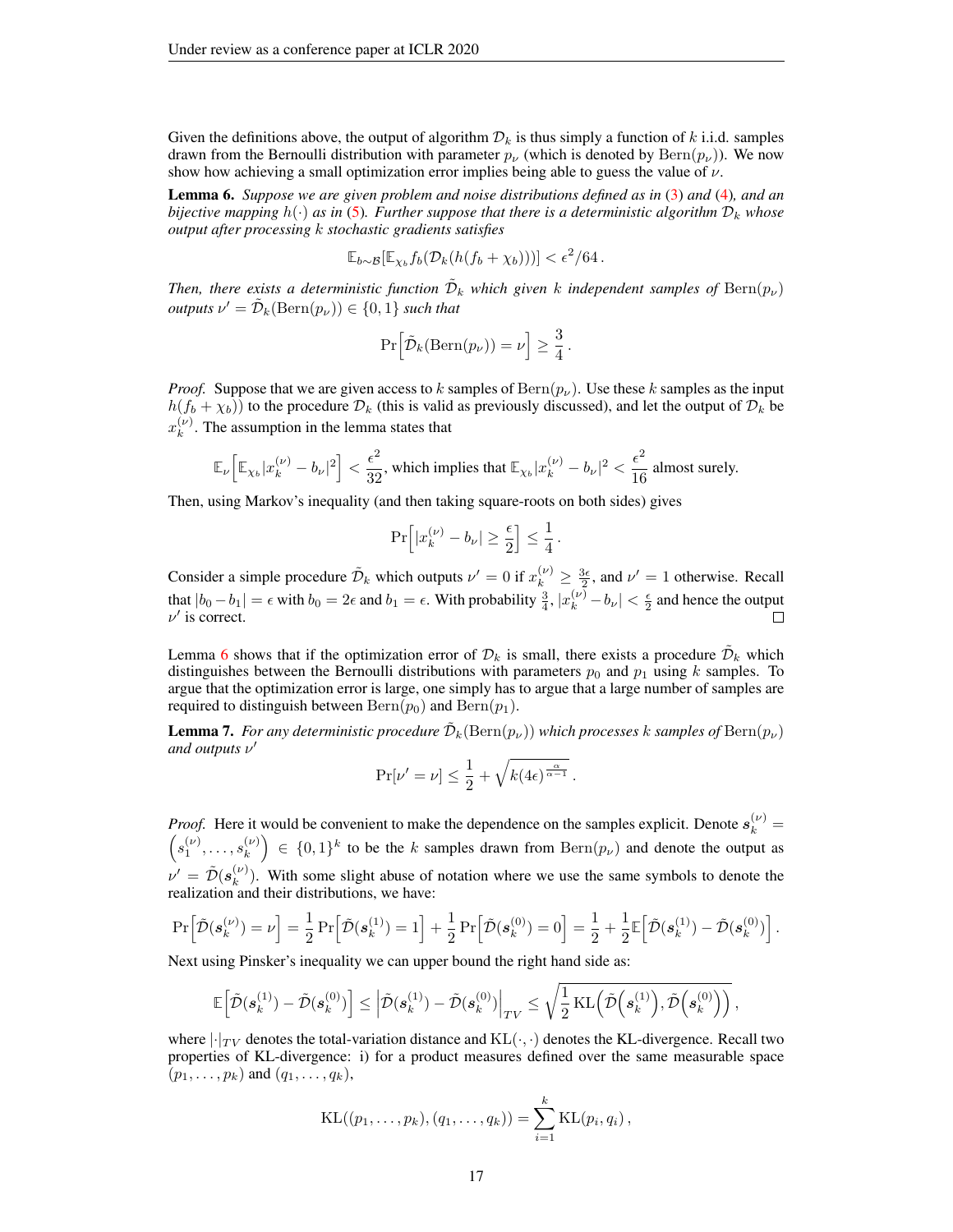Given the definitions above, the output of algorithm $\mathcal{D}_k$ is thus simply a function of $k$ i.i.d. samples drawn from the Bernoulli distribution with parameter $p_\nu$ (which is denoted by $\mathrm{Bern}(p_\nu)$). We now show how achieving a small optimization error implies being able to guess the value of $\nu$.

**Lemma 6.** *Suppose we are given problem and noise distributions defined as in (3) and (4), and an bijective mapping $h(\cdot)$ as in (5). Further suppose that there is a deterministic algorithm $\mathcal{D}_k$ whose output after processing $k$ stochastic gradients satisfies*

$$\mathbb{E}_{b\sim\mathcal{B}}[\mathbb{E}_{\chi_b} f_b(\mathcal{D}_k(h(f_b + \chi_b)))] < \epsilon^2/64\,.$$

*Then, there exists a deterministic function $\tilde{\mathcal{D}}_k$ which given $k$ independent samples of $\mathrm{Bern}(p_\nu)$ outputs $\nu' = \tilde{\mathcal{D}}_k(\mathrm{Bern}(p_\nu)) \in \{0, 1\}$ such that*

$$\Pr\Big[\tilde{\mathcal{D}}_k(\mathrm{Bern}(p_\nu)) = \nu\Big] \geq \frac{3}{4}\,.$$

*Proof.* Suppose that we are given access to $k$ samples of $\mathrm{Bern}(p_\nu)$. Use these $k$ samples as the input $h(f_b + \chi_b)$ to the procedure $\mathcal{D}_k$ (this is valid as previously discussed), and let the output of $\mathcal{D}_k$ be $x_k^{(\nu)}$. The assumption in the lemma states that

$$\mathbb{E}_\nu\Big[\mathbb{E}_{\chi_b}|x_k^{(\nu)} - b_\nu|^2\Big] < \frac{\epsilon^2}{32}, \text{ which implies that } \mathbb{E}_{\chi_b}|x_k^{(\nu)} - b_\nu|^2 < \frac{\epsilon^2}{16} \text{ almost surely.}$$

Then, using Markov's inequality (and then taking square-roots on both sides) gives

$$\Pr\Big[|x_k^{(\nu)} - b_\nu| \geq \frac{\epsilon}{2}\Big] \leq \frac{1}{4}\,.$$

Consider a simple procedure $\tilde{\mathcal{D}}_k$ which outputs $\nu' = 0$ if $x_k^{(\nu)} \geq \frac{3\epsilon}{2}$, and $\nu' = 1$ otherwise. Recall that $|b_0 - b_1| = \epsilon$ with $b_0 = 2\epsilon$ and $b_1 = \epsilon$. With probability $\frac{3}{4}$, $|x_k^{(\nu)} - b_\nu| < \frac{\epsilon}{2}$ and hence the output $\nu'$ is correct. $\square$

Lemma 6 shows that if the optimization error of $\mathcal{D}_k$ is small, there exists a procedure $\tilde{\mathcal{D}}_k$ which distinguishes between the Bernoulli distributions with parameters $p_0$ and $p_1$ using $k$ samples. To argue that the optimization error is large, one simply has to argue that a large number of samples are required to distinguish between $\mathrm{Bern}(p_0)$ and $\mathrm{Bern}(p_1)$.

**Lemma 7.** *For any deterministic procedure $\tilde{\mathcal{D}}_k(\mathrm{Bern}(p_\nu))$ which processes $k$ samples of $\mathrm{Bern}(p_\nu)$ and outputs $\nu'$*

$$\Pr[\nu' = \nu] \leq \frac{1}{2} + \sqrt{k(4\epsilon)^{\frac{\alpha}{\alpha-1}}}\,.$$

*Proof.* Here it would be convenient to make the dependence on the samples explicit. Denote $\boldsymbol{s}_k^{(\nu)} = \left(s_1^{(\nu)}, \ldots, s_k^{(\nu)}\right) \in \{0,1\}^k$ to be the $k$ samples drawn from $\mathrm{Bern}(p_\nu)$ and denote the output as $\nu' = \tilde{\mathcal{D}}(\boldsymbol{s}_k^{(\nu)})$. With some slight abuse of notation where we use the same symbols to denote the realization and their distributions, we have:

$$\Pr\Big[\tilde{\mathcal{D}}(\boldsymbol{s}_k^{(\nu)}) = \nu\Big] = \frac{1}{2}\Pr\Big[\tilde{\mathcal{D}}(\boldsymbol{s}_k^{(1)}) = 1\Big] + \frac{1}{2}\Pr\Big[\tilde{\mathcal{D}}(\boldsymbol{s}_k^{(0)}) = 0\Big] = \frac{1}{2} + \frac{1}{2}\mathbb{E}\Big[\tilde{\mathcal{D}}(\boldsymbol{s}_k^{(1)}) - \tilde{\mathcal{D}}(\boldsymbol{s}_k^{(0)})\Big]\,.$$

Next using Pinsker's inequality we can upper bound the right hand side as:

$$\mathbb{E}\Big[\tilde{\mathcal{D}}(\boldsymbol{s}_k^{(1)}) - \tilde{\mathcal{D}}(\boldsymbol{s}_k^{(0)})\Big] \leq \Big|\tilde{\mathcal{D}}(\boldsymbol{s}_k^{(1)}) - \tilde{\mathcal{D}}(\boldsymbol{s}_k^{(0)})\Big|_{TV} \leq \sqrt{\frac{1}{2}\mathrm{KL}\Big(\tilde{\mathcal{D}}\Big(\boldsymbol{s}_k^{(1)}\Big), \tilde{\mathcal{D}}\Big(\boldsymbol{s}_k^{(0)}\Big)\Big)}\,,$$

where $|\cdot|_{TV}$ denotes the total-variation distance and $\mathrm{KL}(\cdot,\cdot)$ denotes the KL-divergence. Recall two properties of KL-divergence: i) for a product measures defined over the same measurable space $(p_1, \ldots, p_k)$ and $(q_1, \ldots, q_k)$,

$$\mathrm{KL}((p_1, \ldots, p_k), (q_1, \ldots, q_k)) = \sum_{i=1}^k \mathrm{KL}(p_i, q_i)\,,$$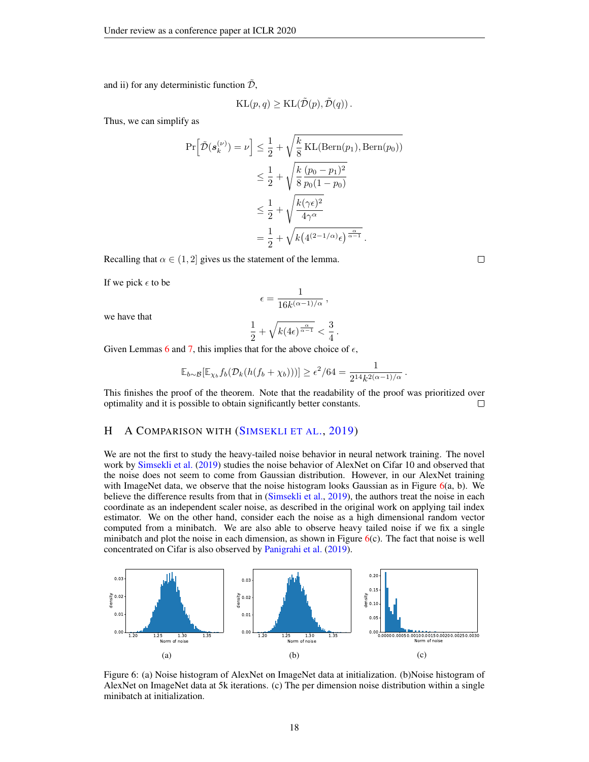and ii) for any deterministic function $\tilde{\mathcal{D}}$,

$$\mathrm{KL}(p, q) \geq \mathrm{KL}(\tilde{\mathcal{D}}(p), \tilde{\mathcal{D}}(q)) .$$

Thus, we can simplify as

$$\begin{aligned}
\Pr\left[\tilde{\mathcal{D}}(\boldsymbol{s}_k^{(\nu)}) = \nu\right] &\leq \frac{1}{2} + \sqrt{\frac{k}{8}\mathrm{KL}(\mathrm{Bern}(p_1), \mathrm{Bern}(p_0))} \\
&\leq \frac{1}{2} + \sqrt{\frac{k}{8}\frac{(p_0 - p_1)^2}{p_0(1-p_0)}} \\
&\leq \frac{1}{2} + \sqrt{\frac{k(\gamma\epsilon)^2}{4\gamma^\alpha}} \\
&= \frac{1}{2} + \sqrt{k\left(4^{(2-1/\alpha)}\epsilon\right)^{\frac{\alpha}{\alpha-1}}} .
\end{aligned}$$

Recalling that $\alpha \in (1, 2]$ gives us the statement of the lemma. □

If we pick $\epsilon$ to be

$$\epsilon = \frac{1}{16k^{(\alpha-1)/\alpha}} ,$$

we have that

$$\frac{1}{2} + \sqrt{k(4\epsilon)^{\frac{\alpha}{\alpha-1}}} < \frac{3}{4} .$$

Given Lemmas 6 and 7, this implies that for the above choice of $\epsilon$,

$$\mathbb{E}_{b\sim\mathcal{B}}[\mathbb{E}_{\chi_b} f_b(\mathcal{D}_k(h(f_b + \chi_b)))] \geq \epsilon^2/64 = \frac{1}{2^{14}k^{2(\alpha-1)/\alpha}} .$$

This finishes the proof of the theorem. Note that the readability of the proof was prioritized over optimality and it is possible to obtain significantly better constants. □

## H A Comparison with (Simsekli et al., 2019)

We are not the first to study the heavy-tailed noise behavior in neural network training. The novel work by Simsekli et al. (2019) studies the noise behavior of AlexNet on Cifar 10 and observed that the noise does not seem to come from Gaussian distribution. However, in our AlexNet training with ImageNet data, we observe that the noise histogram looks Gaussian as in Figure 6(a, b). We believe the difference results from that in (Simsekli et al., 2019), the authors treat the noise in each coordinate as an independent scaler noise, as described in the original work on applying tail index estimator. We on the other hand, consider each the noise as a high dimensional random vector computed from a minibatch. We are also able to observe heavy tailed noise if we fix a single minibatch and plot the noise in each dimension, as shown in Figure 6(c). The fact that noise is well concentrated on Cifar is also observed by Panigrahi et al. (2019).

Figure 6: (a) Noise histogram of AlexNet on ImageNet data at initialization. (b)Noise histogram of AlexNet on ImageNet data at 5k iterations. (c) The per dimension noise distribution within a single minibatch at initialization.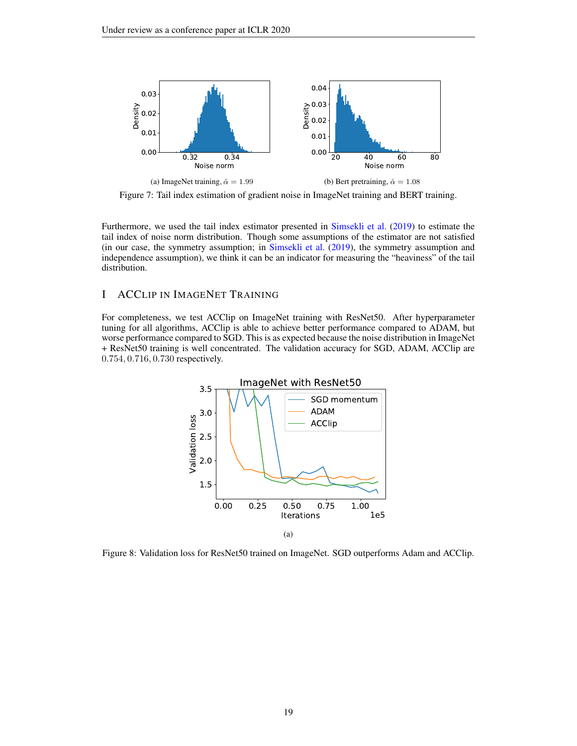Density

0.03

0.02

0.01

0.00

0.32

0.34

Noise norm

(a) ImageNet training, $\hat{\alpha} = 1.99$

Density

0.04

0.03

0.02

0.01

0.00

20

40

60

80

Noise norm

(b) Bert pretraining, $\hat{\alpha} = 1.08$

Figure 7: Tail index estimation of gradient noise in ImageNet training and BERT training.

Furthermore, we used the tail index estimator presented in Simsekli et al. (2019) to estimate the tail index of noise norm distribution. Though some assumptions of the estimator are not satisfied (in our case, the symmetry assumption; in Simsekli et al. (2019), the symmetry assumption and independence assumption), we think it can be an indicator for measuring the "heaviness" of the tail distribution.

## I ACCLIP IN IMAGENET TRAINING

For completeness, we test ACClip on ImageNet training with ResNet50. After hyperparameter tuning for all algorithms, ACClip is able to achieve better performance compared to ADAM, but worse performance compared to SGD. This is as expected because the noise distribution in ImageNet + ResNet50 training is well concentrated. The validation accuracy for SGD, ADAM, ACClip are $0.754, 0.716, 0.730$ respectively.

ImageNet with ResNet50

Validation loss

3.5

3.0

2.5

2.0

1.5

0.00

0.25

0.50

0.75

1.00

Iterations

1e5

SGD momentum

ADAM

ACClip

(a)

Figure 8: Validation loss for ResNet50 trained on ImageNet. SGD outperforms Adam and ACClip.